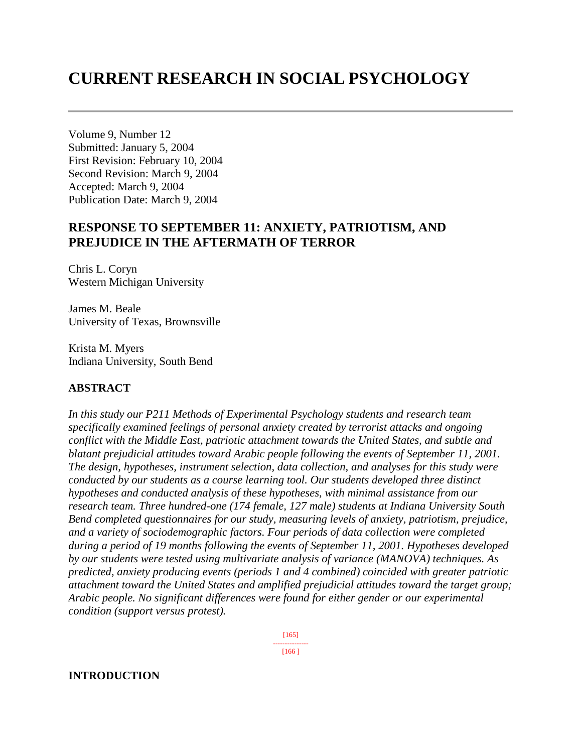# CURRENT RESEARCH IN SOCIAL PSYCHOLOGY

Volume 9, Number 12
Submitted: January 5, 2004
First Revision: February 10, 2004
Second Revision: March 9, 2004
Accepted: March 9, 2004
Publication Date: March 9, 2004

## RESPONSE TO SEPTEMBER 11: ANXIETY, PATRIOTISM, AND PREJUDICE IN THE AFTERMATH OF TERROR

Chris L. Coryn
Western Michigan University

James M. Beale
University of Texas, Brownsville

Krista M. Myers
Indiana University, South Bend

### ABSTRACT

*In this study our P211 Methods of Experimental Psychology students and research team specifically examined feelings of personal anxiety created by terrorist attacks and ongoing conflict with the Middle East, patriotic attachment towards the United States, and subtle and blatant prejudicial attitudes toward Arabic people following the events of September 11, 2001. The design, hypotheses, instrument selection, data collection, and analyses for this study were conducted by our students as a course learning tool. Our students developed three distinct hypotheses and conducted analysis of these hypotheses, with minimal assistance from our research team. Three hundred-one (174 female, 127 male) students at Indiana University South Bend completed questionnaires for our study, measuring levels of anxiety, patriotism, prejudice, and a variety of sociodemographic factors. Four periods of data collection were completed during a period of 19 months following the events of September 11, 2001. Hypotheses developed by our students were tested using multivariate analysis of variance (MANOVA) techniques. As predicted, anxiety producing events (periods 1 and 4 combined) coincided with greater patriotic attachment toward the United States and amplified prejudicial attitudes toward the target group; Arabic people. No significant differences were found for either gender or our experimental condition (support versus protest).*

### INTRODUCTION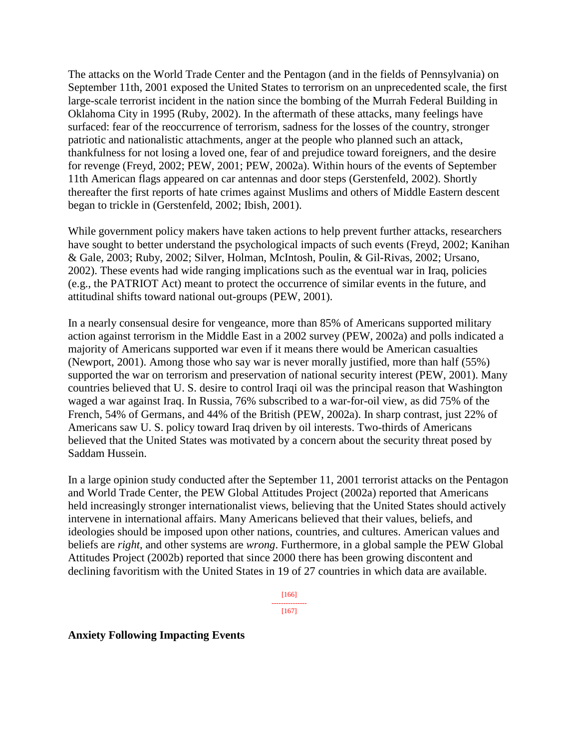The attacks on the World Trade Center and the Pentagon (and in the fields of Pennsylvania) on September 11th, 2001 exposed the United States to terrorism on an unprecedented scale, the first large-scale terrorist incident in the nation since the bombing of the Murrah Federal Building in Oklahoma City in 1995 (Ruby, 2002). In the aftermath of these attacks, many feelings have surfaced: fear of the reoccurrence of terrorism, sadness for the losses of the country, stronger patriotic and nationalistic attachments, anger at the people who planned such an attack, thankfulness for not losing a loved one, fear of and prejudice toward foreigners, and the desire for revenge (Freyd, 2002; PEW, 2001; PEW, 2002a). Within hours of the events of September 11th American flags appeared on car antennas and door steps (Gerstenfeld, 2002). Shortly thereafter the first reports of hate crimes against Muslims and others of Middle Eastern descent began to trickle in (Gerstenfeld, 2002; Ibish, 2001).

While government policy makers have taken actions to help prevent further attacks, researchers have sought to better understand the psychological impacts of such events (Freyd, 2002; Kanihan & Gale, 2003; Ruby, 2002; Silver, Holman, McIntosh, Poulin, & Gil-Rivas, 2002; Ursano, 2002). These events had wide ranging implications such as the eventual war in Iraq, policies (e.g., the PATRIOT Act) meant to protect the occurrence of similar events in the future, and attitudinal shifts toward national out-groups (PEW, 2001).

In a nearly consensual desire for vengeance, more than 85% of Americans supported military action against terrorism in the Middle East in a 2002 survey (PEW, 2002a) and polls indicated a majority of Americans supported war even if it means there would be American casualties (Newport, 2001). Among those who say war is never morally justified, more than half (55%) supported the war on terrorism and preservation of national security interest (PEW, 2001). Many countries believed that U. S. desire to control Iraqi oil was the principal reason that Washington waged a war against Iraq. In Russia, 76% subscribed to a war-for-oil view, as did 75% of the French, 54% of Germans, and 44% of the British (PEW, 2002a). In sharp contrast, just 22% of Americans saw U. S. policy toward Iraq driven by oil interests. Two-thirds of Americans believed that the United States was motivated by a concern about the security threat posed by Saddam Hussein.

In a large opinion study conducted after the September 11, 2001 terrorist attacks on the Pentagon and World Trade Center, the PEW Global Attitudes Project (2002a) reported that Americans held increasingly stronger internationalist views, believing that the United States should actively intervene in international affairs. Many Americans believed that their values, beliefs, and ideologies should be imposed upon other nations, countries, and cultures. American values and beliefs are *right*, and other systems are *wrong*. Furthermore, in a global sample the PEW Global Attitudes Project (2002b) reported that since 2000 there has been growing discontent and declining favoritism with the United States in 19 of 27 countries in which data are available.

**Anxiety Following Impacting Events**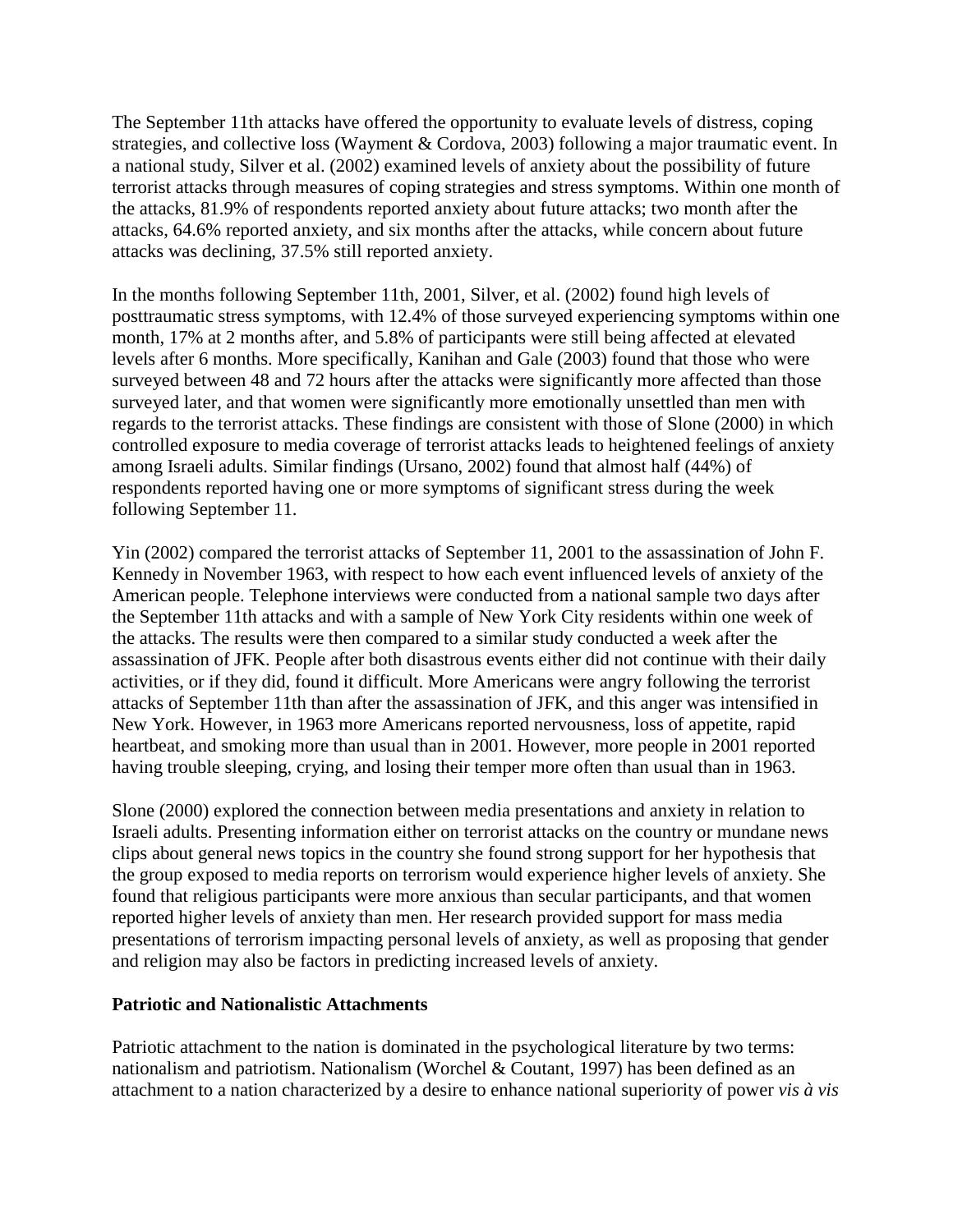The September 11th attacks have offered the opportunity to evaluate levels of distress, coping strategies, and collective loss (Wayment & Cordova, 2003) following a major traumatic event. In a national study, Silver et al. (2002) examined levels of anxiety about the possibility of future terrorist attacks through measures of coping strategies and stress symptoms. Within one month of the attacks, 81.9% of respondents reported anxiety about future attacks; two month after the attacks, 64.6% reported anxiety, and six months after the attacks, while concern about future attacks was declining, 37.5% still reported anxiety.

In the months following September 11th, 2001, Silver, et al. (2002) found high levels of posttraumatic stress symptoms, with 12.4% of those surveyed experiencing symptoms within one month, 17% at 2 months after, and 5.8% of participants were still being affected at elevated levels after 6 months. More specifically, Kanihan and Gale (2003) found that those who were surveyed between 48 and 72 hours after the attacks were significantly more affected than those surveyed later, and that women were significantly more emotionally unsettled than men with regards to the terrorist attacks. These findings are consistent with those of Slone (2000) in which controlled exposure to media coverage of terrorist attacks leads to heightened feelings of anxiety among Israeli adults. Similar findings (Ursano, 2002) found that almost half (44%) of respondents reported having one or more symptoms of significant stress during the week following September 11.

Yin (2002) compared the terrorist attacks of September 11, 2001 to the assassination of John F. Kennedy in November 1963, with respect to how each event influenced levels of anxiety of the American people. Telephone interviews were conducted from a national sample two days after the September 11th attacks and with a sample of New York City residents within one week of the attacks. The results were then compared to a similar study conducted a week after the assassination of JFK. People after both disastrous events either did not continue with their daily activities, or if they did, found it difficult. More Americans were angry following the terrorist attacks of September 11th than after the assassination of JFK, and this anger was intensified in New York. However, in 1963 more Americans reported nervousness, loss of appetite, rapid heartbeat, and smoking more than usual than in 2001. However, more people in 2001 reported having trouble sleeping, crying, and losing their temper more often than usual than in 1963.

Slone (2000) explored the connection between media presentations and anxiety in relation to Israeli adults. Presenting information either on terrorist attacks on the country or mundane news clips about general news topics in the country she found strong support for her hypothesis that the group exposed to media reports on terrorism would experience higher levels of anxiety. She found that religious participants were more anxious than secular participants, and that women reported higher levels of anxiety than men. Her research provided support for mass media presentations of terrorism impacting personal levels of anxiety, as well as proposing that gender and religion may also be factors in predicting increased levels of anxiety.

**Patriotic and Nationalistic Attachments**

Patriotic attachment to the nation is dominated in the psychological literature by two terms: nationalism and patriotism. Nationalism (Worchel & Coutant, 1997) has been defined as an attachment to a nation characterized by a desire to enhance national superiority of power *vis à vis*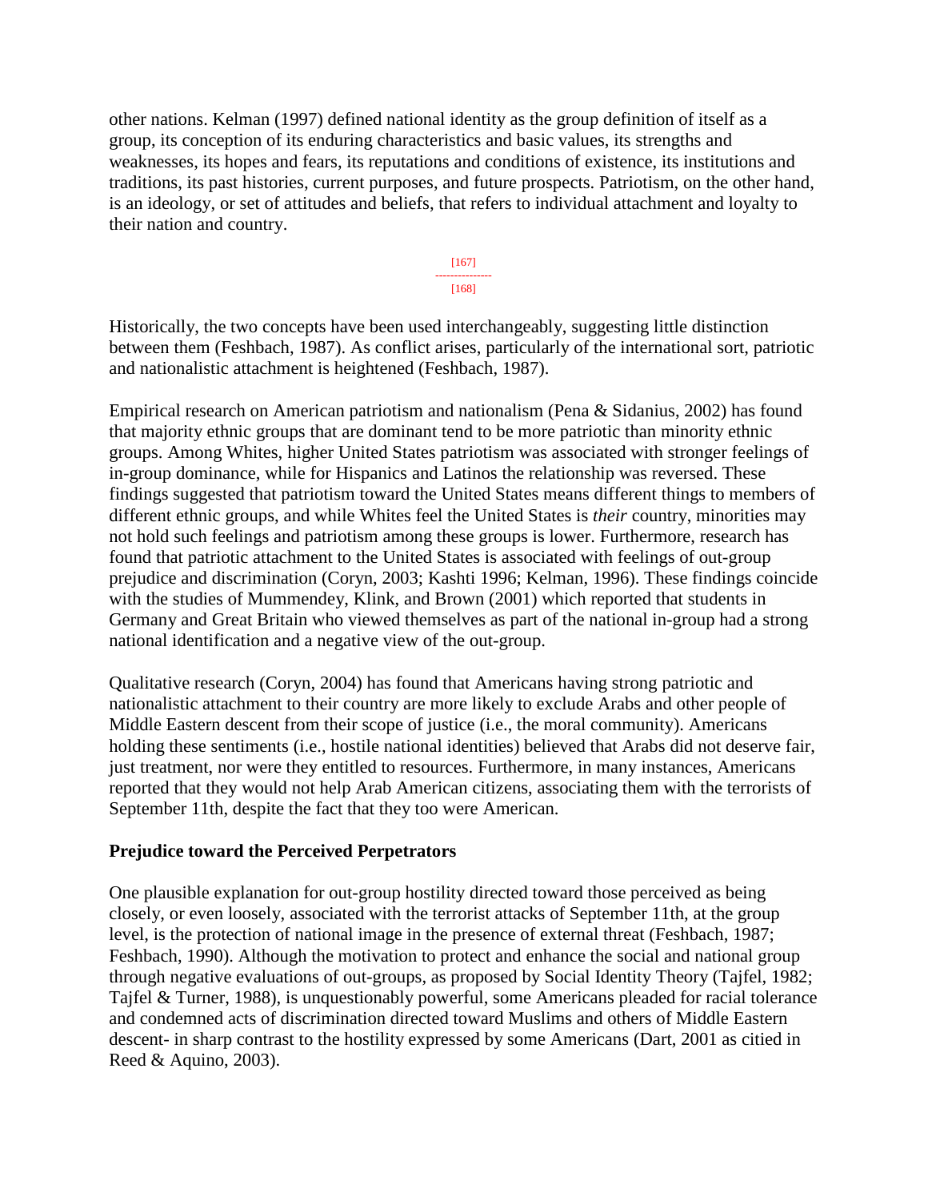other nations. Kelman (1997) defined national identity as the group definition of itself as a group, its conception of its enduring characteristics and basic values, its strengths and weaknesses, its hopes and fears, its reputations and conditions of existence, its institutions and traditions, its past histories, current purposes, and future prospects. Patriotism, on the other hand, is an ideology, or set of attitudes and beliefs, that refers to individual attachment and loyalty to their nation and country.

Historically, the two concepts have been used interchangeably, suggesting little distinction between them (Feshbach, 1987). As conflict arises, particularly of the international sort, patriotic and nationalistic attachment is heightened (Feshbach, 1987).

Empirical research on American patriotism and nationalism (Pena & Sidanius, 2002) has found that majority ethnic groups that are dominant tend to be more patriotic than minority ethnic groups. Among Whites, higher United States patriotism was associated with stronger feelings of in-group dominance, while for Hispanics and Latinos the relationship was reversed. These findings suggested that patriotism toward the United States means different things to members of different ethnic groups, and while Whites feel the United States is *their* country, minorities may not hold such feelings and patriotism among these groups is lower. Furthermore, research has found that patriotic attachment to the United States is associated with feelings of out-group prejudice and discrimination (Coryn, 2003; Kashti 1996; Kelman, 1996). These findings coincide with the studies of Mummendey, Klink, and Brown (2001) which reported that students in Germany and Great Britain who viewed themselves as part of the national in-group had a strong national identification and a negative view of the out-group.

Qualitative research (Coryn, 2004) has found that Americans having strong patriotic and nationalistic attachment to their country are more likely to exclude Arabs and other people of Middle Eastern descent from their scope of justice (i.e., the moral community). Americans holding these sentiments (i.e., hostile national identities) believed that Arabs did not deserve fair, just treatment, nor were they entitled to resources. Furthermore, in many instances, Americans reported that they would not help Arab American citizens, associating them with the terrorists of September 11th, despite the fact that they too were American.

**Prejudice toward the Perceived Perpetrators**

One plausible explanation for out-group hostility directed toward those perceived as being closely, or even loosely, associated with the terrorist attacks of September 11th, at the group level, is the protection of national image in the presence of external threat (Feshbach, 1987; Feshbach, 1990). Although the motivation to protect and enhance the social and national group through negative evaluations of out-groups, as proposed by Social Identity Theory (Tajfel, 1982; Tajfel & Turner, 1988), is unquestionably powerful, some Americans pleaded for racial tolerance and condemned acts of discrimination directed toward Muslims and others of Middle Eastern descent- in sharp contrast to the hostility expressed by some Americans (Dart, 2001 as citied in Reed & Aquino, 2003).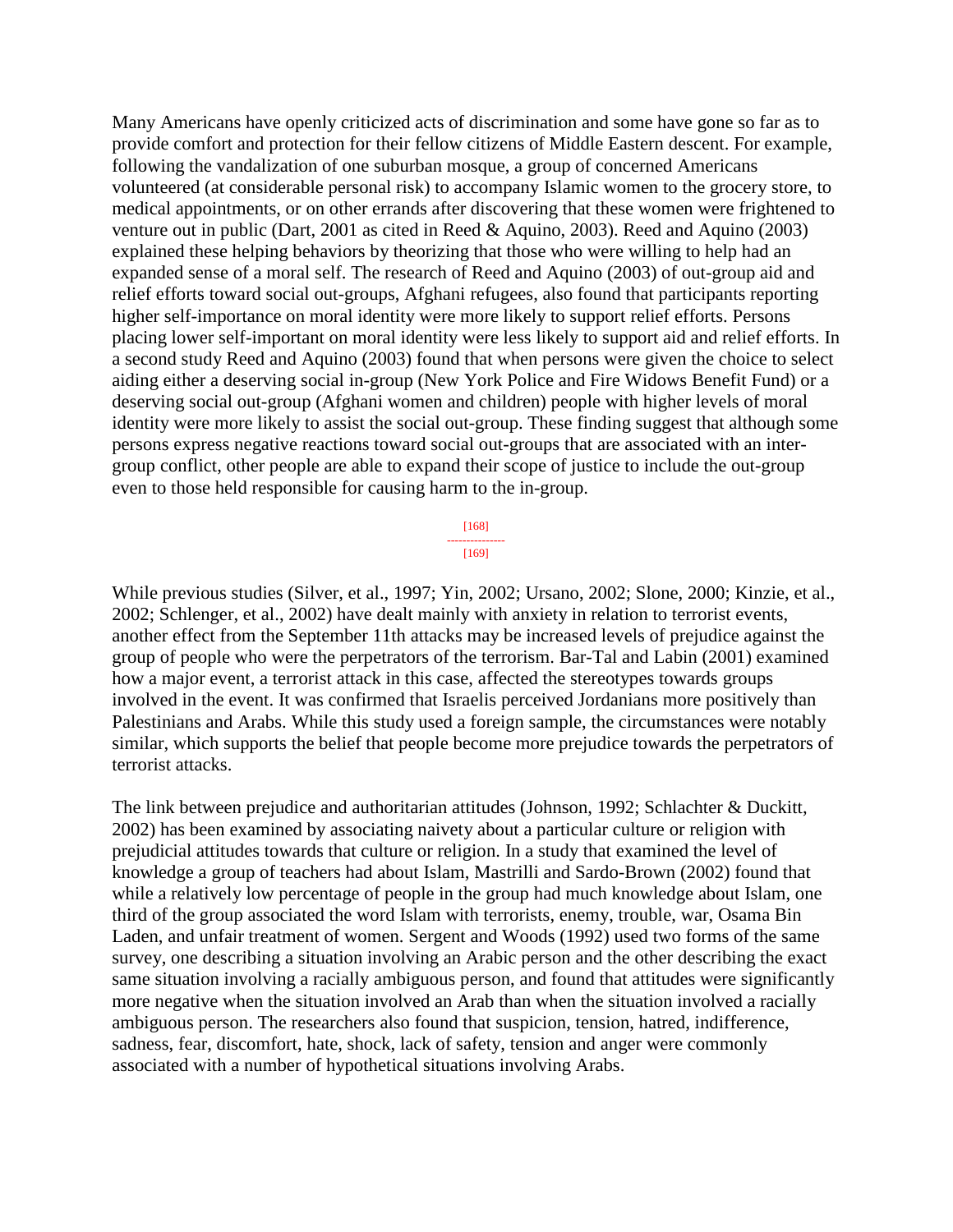Many Americans have openly criticized acts of discrimination and some have gone so far as to provide comfort and protection for their fellow citizens of Middle Eastern descent. For example, following the vandalization of one suburban mosque, a group of concerned Americans volunteered (at considerable personal risk) to accompany Islamic women to the grocery store, to medical appointments, or on other errands after discovering that these women were frightened to venture out in public (Dart, 2001 as cited in Reed & Aquino, 2003). Reed and Aquino (2003) explained these helping behaviors by theorizing that those who were willing to help had an expanded sense of a moral self. The research of Reed and Aquino (2003) of out-group aid and relief efforts toward social out-groups, Afghani refugees, also found that participants reporting higher self-importance on moral identity were more likely to support relief efforts. Persons placing lower self-important on moral identity were less likely to support aid and relief efforts. In a second study Reed and Aquino (2003) found that when persons were given the choice to select aiding either a deserving social in-group (New York Police and Fire Widows Benefit Fund) or a deserving social out-group (Afghani women and children) people with higher levels of moral identity were more likely to assist the social out-group. These finding suggest that although some persons express negative reactions toward social out-groups that are associated with an inter-group conflict, other people are able to expand their scope of justice to include the out-group even to those held responsible for causing harm to the in-group.

[168]
---------------
[169]

While previous studies (Silver, et al., 1997; Yin, 2002; Ursano, 2002; Slone, 2000; Kinzie, et al., 2002; Schlenger, et al., 2002) have dealt mainly with anxiety in relation to terrorist events, another effect from the September 11th attacks may be increased levels of prejudice against the group of people who were the perpetrators of the terrorism. Bar-Tal and Labin (2001) examined how a major event, a terrorist attack in this case, affected the stereotypes towards groups involved in the event. It was confirmed that Israelis perceived Jordanians more positively than Palestinians and Arabs. While this study used a foreign sample, the circumstances were notably similar, which supports the belief that people become more prejudice towards the perpetrators of terrorist attacks.

The link between prejudice and authoritarian attitudes (Johnson, 1992; Schlachter & Duckitt, 2002) has been examined by associating naivety about a particular culture or religion with prejudicial attitudes towards that culture or religion. In a study that examined the level of knowledge a group of teachers had about Islam, Mastrilli and Sardo-Brown (2002) found that while a relatively low percentage of people in the group had much knowledge about Islam, one third of the group associated the word Islam with terrorists, enemy, trouble, war, Osama Bin Laden, and unfair treatment of women. Sergent and Woods (1992) used two forms of the same survey, one describing a situation involving an Arabic person and the other describing the exact same situation involving a racially ambiguous person, and found that attitudes were significantly more negative when the situation involved an Arab than when the situation involved a racially ambiguous person. The researchers also found that suspicion, tension, hatred, indifference, sadness, fear, discomfort, hate, shock, lack of safety, tension and anger were commonly associated with a number of hypothetical situations involving Arabs.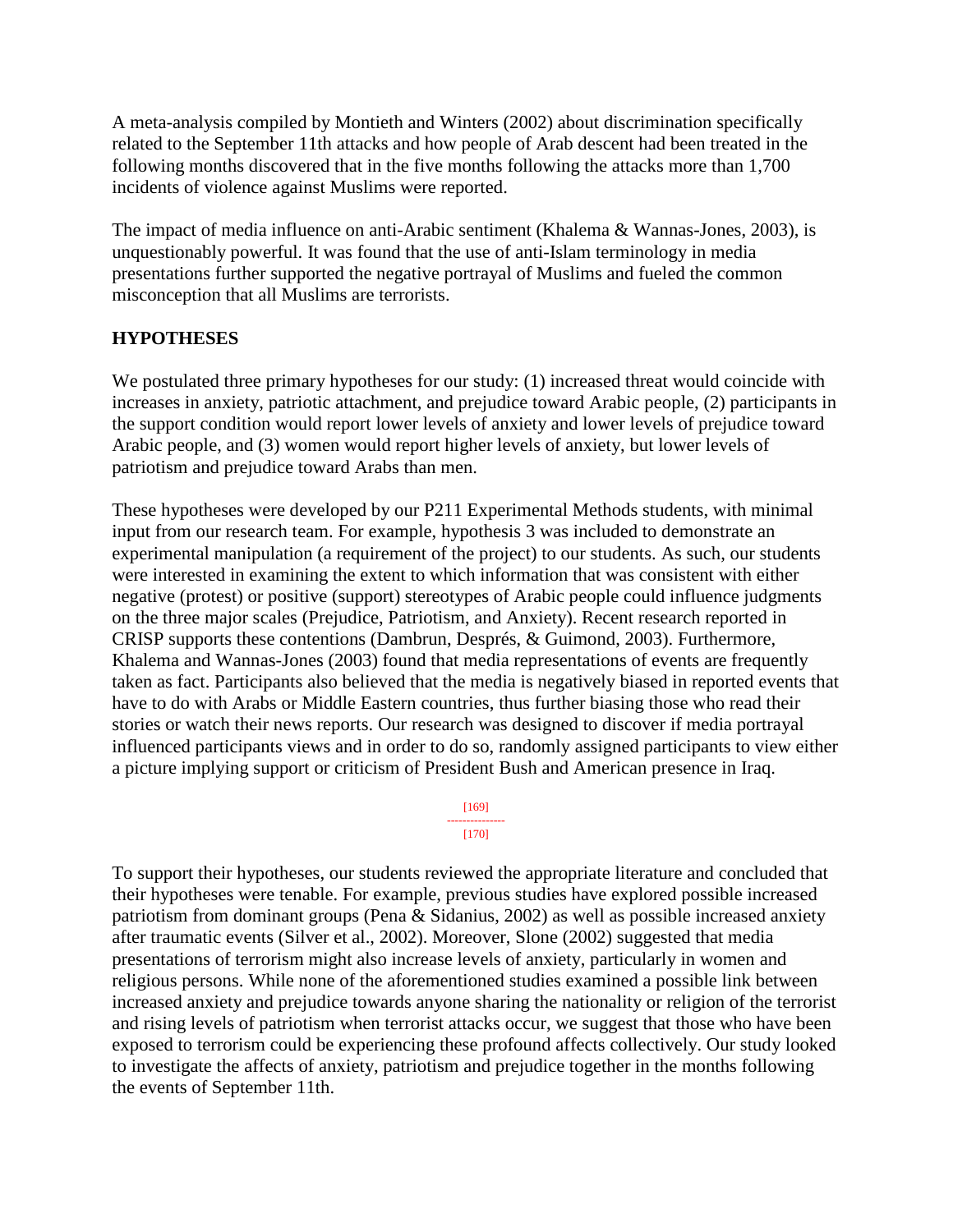A meta-analysis compiled by Montieth and Winters (2002) about discrimination specifically related to the September 11th attacks and how people of Arab descent had been treated in the following months discovered that in the five months following the attacks more than 1,700 incidents of violence against Muslims were reported.

The impact of media influence on anti-Arabic sentiment (Khalema & Wannas-Jones, 2003), is unquestionably powerful. It was found that the use of anti-Islam terminology in media presentations further supported the negative portrayal of Muslims and fueled the common misconception that all Muslims are terrorists.

## HYPOTHESES

We postulated three primary hypotheses for our study: (1) increased threat would coincide with increases in anxiety, patriotic attachment, and prejudice toward Arabic people, (2) participants in the support condition would report lower levels of anxiety and lower levels of prejudice toward Arabic people, and (3) women would report higher levels of anxiety, but lower levels of patriotism and prejudice toward Arabs than men.

These hypotheses were developed by our P211 Experimental Methods students, with minimal input from our research team. For example, hypothesis 3 was included to demonstrate an experimental manipulation (a requirement of the project) to our students. As such, our students were interested in examining the extent to which information that was consistent with either negative (protest) or positive (support) stereotypes of Arabic people could influence judgments on the three major scales (Prejudice, Patriotism, and Anxiety). Recent research reported in CRISP supports these contentions (Dambrun, Després, & Guimond, 2003). Furthermore, Khalema and Wannas-Jones (2003) found that media representations of events are frequently taken as fact. Participants also believed that the media is negatively biased in reported events that have to do with Arabs or Middle Eastern countries, thus further biasing those who read their stories or watch their news reports. Our research was designed to discover if media portrayal influenced participants views and in order to do so, randomly assigned participants to view either a picture implying support or criticism of President Bush and American presence in Iraq.

To support their hypotheses, our students reviewed the appropriate literature and concluded that their hypotheses were tenable. For example, previous studies have explored possible increased patriotism from dominant groups (Pena & Sidanius, 2002) as well as possible increased anxiety after traumatic events (Silver et al., 2002). Moreover, Slone (2002) suggested that media presentations of terrorism might also increase levels of anxiety, particularly in women and religious persons. While none of the aforementioned studies examined a possible link between increased anxiety and prejudice towards anyone sharing the nationality or religion of the terrorist and rising levels of patriotism when terrorist attacks occur, we suggest that those who have been exposed to terrorism could be experiencing these profound affects collectively. Our study looked to investigate the affects of anxiety, patriotism and prejudice together in the months following the events of September 11th.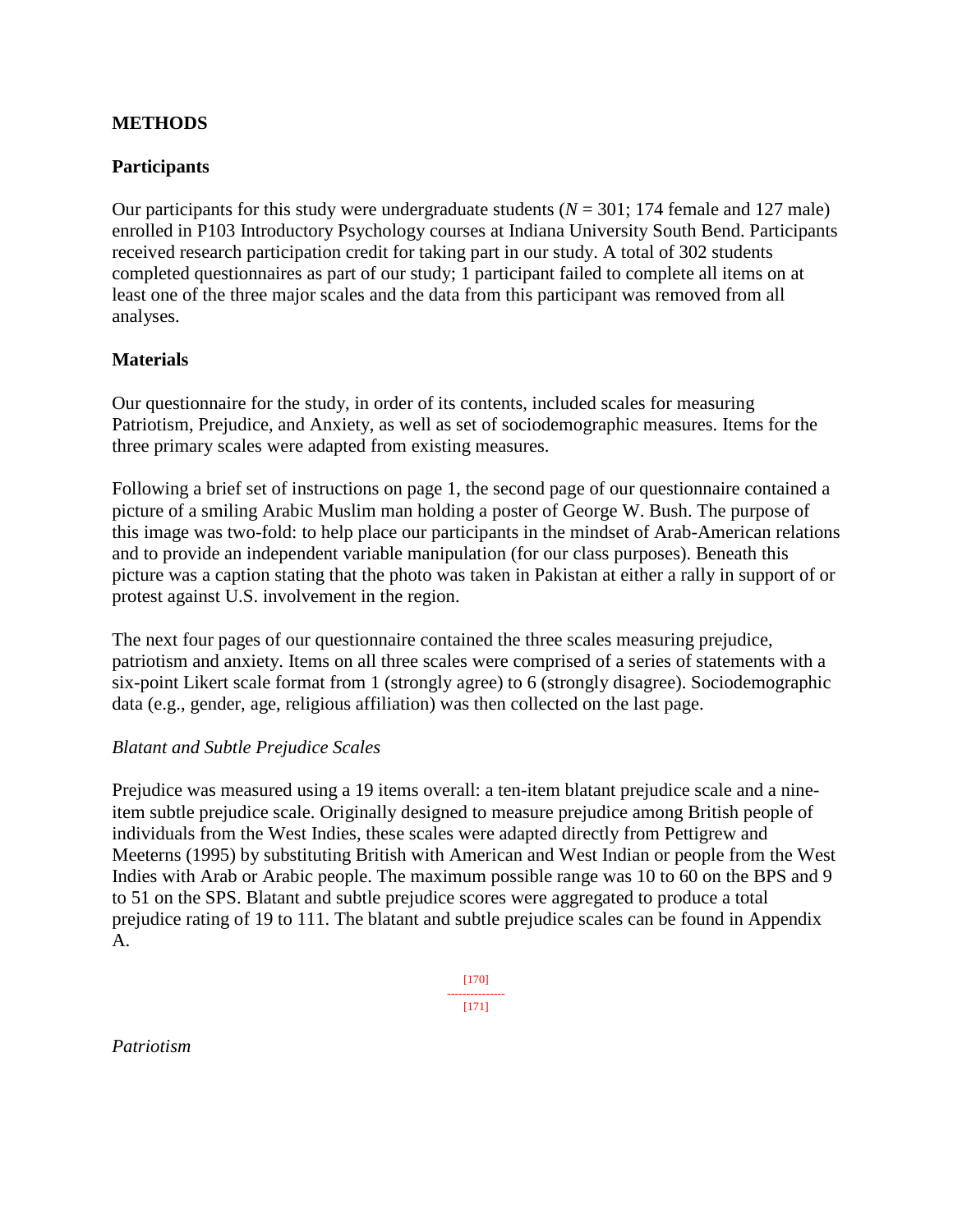## METHODS

### Participants

Our participants for this study were undergraduate students (*N* = 301; 174 female and 127 male) enrolled in P103 Introductory Psychology courses at Indiana University South Bend. Participants received research participation credit for taking part in our study. A total of 302 students completed questionnaires as part of our study; 1 participant failed to complete all items on at least one of the three major scales and the data from this participant was removed from all analyses.

### Materials

Our questionnaire for the study, in order of its contents, included scales for measuring Patriotism, Prejudice, and Anxiety, as well as set of sociodemographic measures. Items for the three primary scales were adapted from existing measures.

Following a brief set of instructions on page 1, the second page of our questionnaire contained a picture of a smiling Arabic Muslim man holding a poster of George W. Bush. The purpose of this image was two-fold: to help place our participants in the mindset of Arab-American relations and to provide an independent variable manipulation (for our class purposes). Beneath this picture was a caption stating that the photo was taken in Pakistan at either a rally in support of or protest against U.S. involvement in the region.

The next four pages of our questionnaire contained the three scales measuring prejudice, patriotism and anxiety. Items on all three scales were comprised of a series of statements with a six-point Likert scale format from 1 (strongly agree) to 6 (strongly disagree). Sociodemographic data (e.g., gender, age, religious affiliation) was then collected on the last page.

*Blatant and Subtle Prejudice Scales*

Prejudice was measured using a 19 items overall: a ten-item blatant prejudice scale and a nine-item subtle prejudice scale. Originally designed to measure prejudice among British people of individuals from the West Indies, these scales were adapted directly from Pettigrew and Meeterns (1995) by substituting British with American and West Indian or people from the West Indies with Arab or Arabic people. The maximum possible range was 10 to 60 on the BPS and 9 to 51 on the SPS. Blatant and subtle prejudice scores were aggregated to produce a total prejudice rating of 19 to 111. The blatant and subtle prejudice scales can be found in Appendix A.

*Patriotism*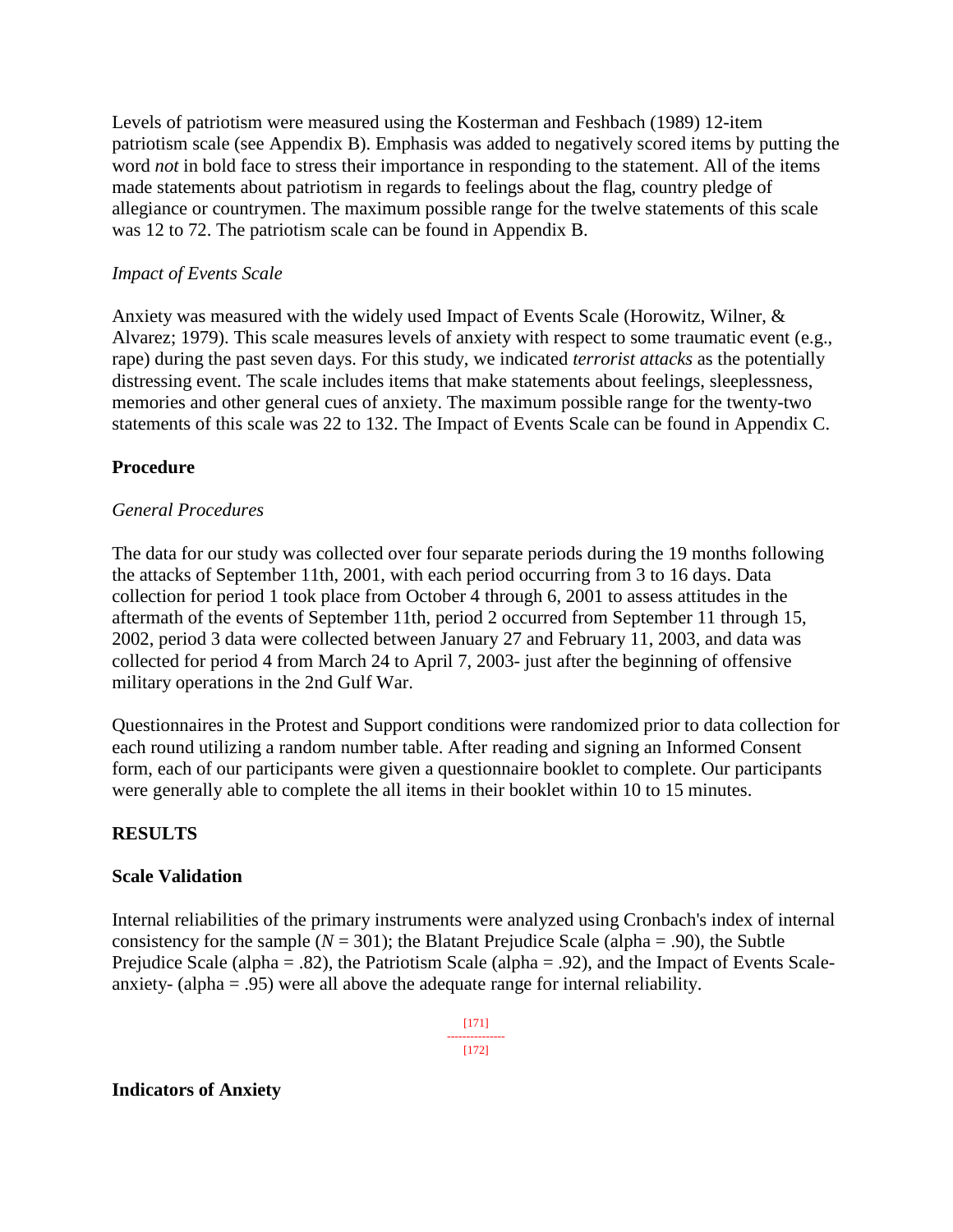Levels of patriotism were measured using the Kosterman and Feshbach (1989) 12-item patriotism scale (see Appendix B). Emphasis was added to negatively scored items by putting the word *not* in bold face to stress their importance in responding to the statement. All of the items made statements about patriotism in regards to feelings about the flag, country pledge of allegiance or countrymen. The maximum possible range for the twelve statements of this scale was 12 to 72. The patriotism scale can be found in Appendix B.

*Impact of Events Scale*

Anxiety was measured with the widely used Impact of Events Scale (Horowitz, Wilner, & Alvarez; 1979). This scale measures levels of anxiety with respect to some traumatic event (e.g., rape) during the past seven days. For this study, we indicated *terrorist attacks* as the potentially distressing event. The scale includes items that make statements about feelings, sleeplessness, memories and other general cues of anxiety. The maximum possible range for the twenty-two statements of this scale was 22 to 132. The Impact of Events Scale can be found in Appendix C.

**Procedure**

*General Procedures*

The data for our study was collected over four separate periods during the 19 months following the attacks of September 11th, 2001, with each period occurring from 3 to 16 days. Data collection for period 1 took place from October 4 through 6, 2001 to assess attitudes in the aftermath of the events of September 11th, period 2 occurred from September 11 through 15, 2002, period 3 data were collected between January 27 and February 11, 2003, and data was collected for period 4 from March 24 to April 7, 2003- just after the beginning of offensive military operations in the 2nd Gulf War.

Questionnaires in the Protest and Support conditions were randomized prior to data collection for each round utilizing a random number table. After reading and signing an Informed Consent form, each of our participants were given a questionnaire booklet to complete. Our participants were generally able to complete the all items in their booklet within 10 to 15 minutes.

## RESULTS

**Scale Validation**

Internal reliabilities of the primary instruments were analyzed using Cronbach's index of internal consistency for the sample ($N$ = 301); the Blatant Prejudice Scale (alpha = .90), the Subtle Prejudice Scale (alpha = .82), the Patriotism Scale (alpha = .92), and the Impact of Events Scale- anxiety- (alpha = .95) were all above the adequate range for internal reliability.

**Indicators of Anxiety**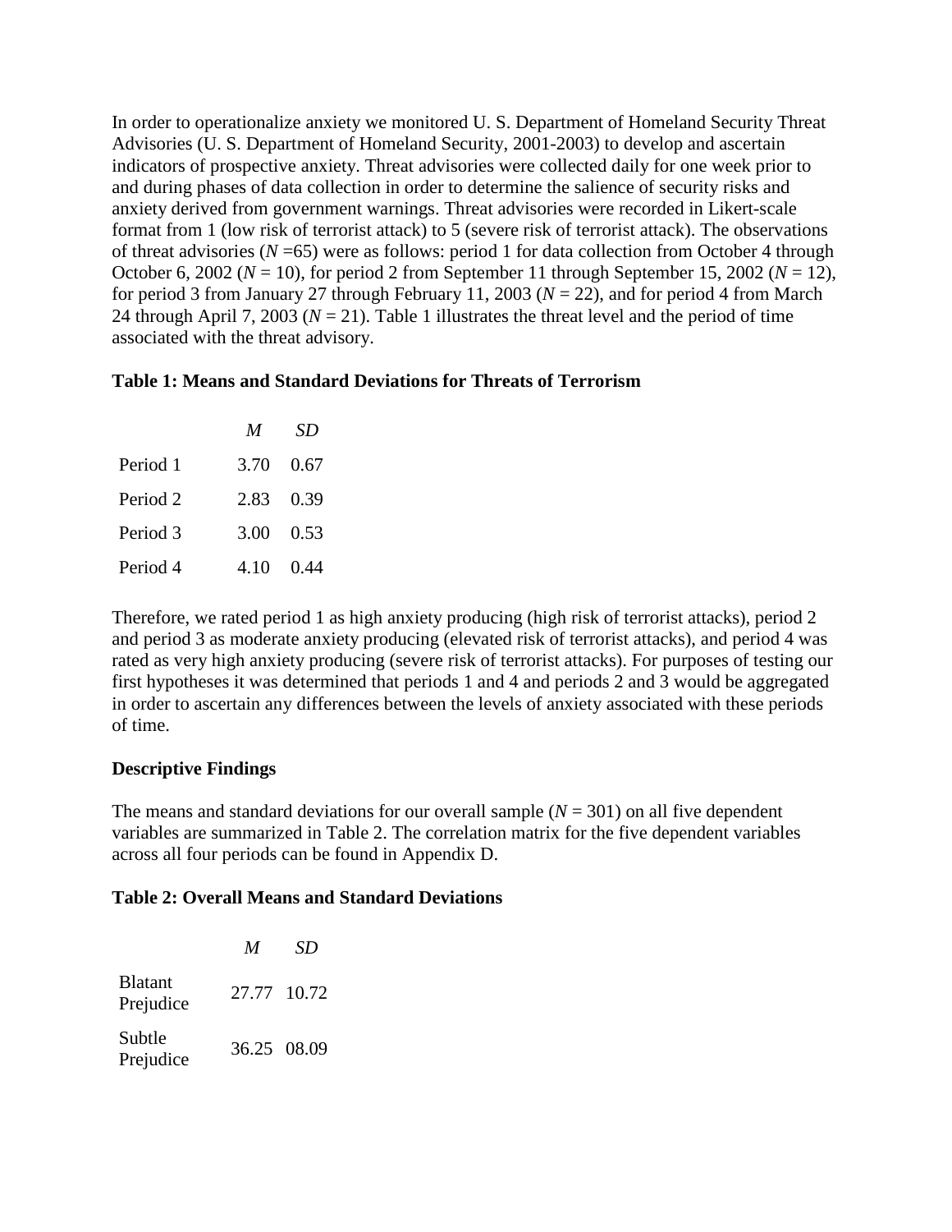In order to operationalize anxiety we monitored U. S. Department of Homeland Security Threat Advisories (U. S. Department of Homeland Security, 2001-2003) to develop and ascertain indicators of prospective anxiety. Threat advisories were collected daily for one week prior to and during phases of data collection in order to determine the salience of security risks and anxiety derived from government warnings. Threat advisories were recorded in Likert-scale format from 1 (low risk of terrorist attack) to 5 (severe risk of terrorist attack). The observations of threat advisories ($N$ =65) were as follows: period 1 for data collection from October 4 through October 6, 2002 ($N$ = 10), for period 2 from September 11 through September 15, 2002 ($N$ = 12), for period 3 from January 27 through February 11, 2003 ($N$ = 22), and for period 4 from March 24 through April 7, 2003 ($N$ = 21). Table 1 illustrates the threat level and the period of time associated with the threat advisory.

**Table 1: Means and Standard Deviations for Threats of Terrorism**

| | *M* | *SD* |
|---|---|---|
| Period 1 | 3.70 | 0.67 |
| Period 2 | 2.83 | 0.39 |
| Period 3 | 3.00 | 0.53 |
| Period 4 | 4.10 | 0.44 |

Therefore, we rated period 1 as high anxiety producing (high risk of terrorist attacks), period 2 and period 3 as moderate anxiety producing (elevated risk of terrorist attacks), and period 4 was rated as very high anxiety producing (severe risk of terrorist attacks). For purposes of testing our first hypotheses it was determined that periods 1 and 4 and periods 2 and 3 would be aggregated in order to ascertain any differences between the levels of anxiety associated with these periods of time.

**Descriptive Findings**

The means and standard deviations for our overall sample ($N$ = 301) on all five dependent variables are summarized in Table 2. The correlation matrix for the five dependent variables across all four periods can be found in Appendix D.

**Table 2: Overall Means and Standard Deviations**

| | *M* | *SD* |
|---|---|---|
| Blatant Prejudice | 27.77 | 10.72 |
| Subtle Prejudice | 36.25 | 08.09 |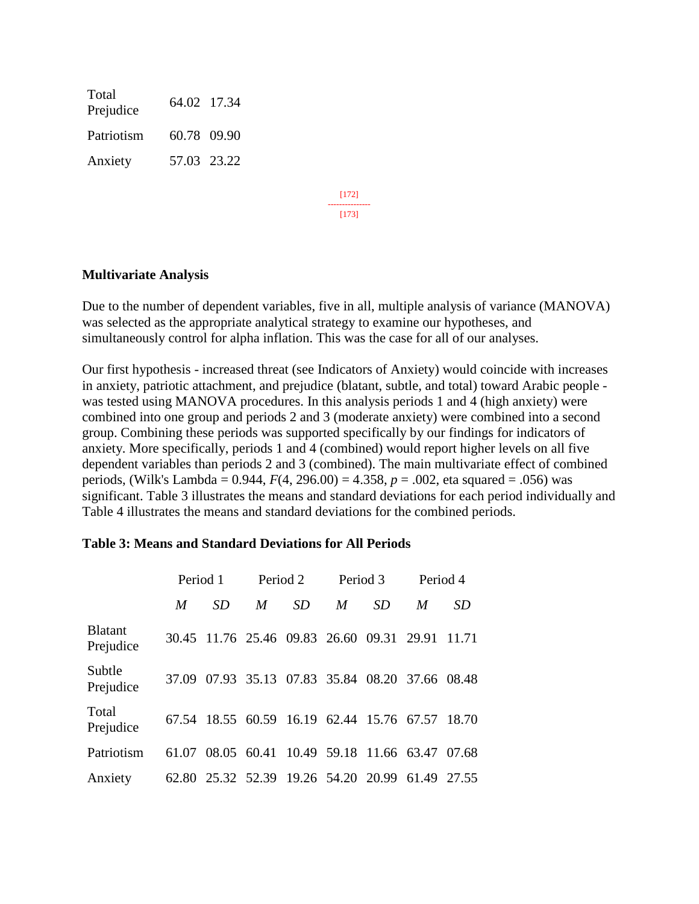| | | |
|---|---|---|
| Total Prejudice | 64.02 | 17.34 |
| Patriotism | 60.78 | 09.90 |
| Anxiety | 57.03 | 23.22 |

[172]

[173]

### Multivariate Analysis

Due to the number of dependent variables, five in all, multiple analysis of variance (MANOVA) was selected as the appropriate analytical strategy to examine our hypotheses, and simultaneously control for alpha inflation. This was the case for all of our analyses.

Our first hypothesis - increased threat (see Indicators of Anxiety) would coincide with increases in anxiety, patriotic attachment, and prejudice (blatant, subtle, and total) toward Arabic people - was tested using MANOVA procedures. In this analysis periods 1 and 4 (high anxiety) were combined into one group and periods 2 and 3 (moderate anxiety) were combined into a second group. Combining these periods was supported specifically by our findings for indicators of anxiety. More specifically, periods 1 and 4 (combined) would report higher levels on all five dependent variables than periods 2 and 3 (combined). The main multivariate effect of combined periods, (Wilk's Lambda = 0.944, $F(4, 296.00) = 4.358$, $p = .002$, eta squared = .056) was significant. Table 3 illustrates the means and standard deviations for each period individually and Table 4 illustrates the means and standard deviations for the combined periods.

**Table 3: Means and Standard Deviations for All Periods**

| | Period 1 | | Period 2 | | Period 3 | | Period 4 | |
|---|---|---|---|---|---|---|---|---|
| | *M* | *SD* | *M* | *SD* | *M* | *SD* | *M* | *SD* |
| Blatant Prejudice | 30.45 | 11.76 | 25.46 | 09.83 | 26.60 | 09.31 | 29.91 | 11.71 |
| Subtle Prejudice | 37.09 | 07.93 | 35.13 | 07.83 | 35.84 | 08.20 | 37.66 | 08.48 |
| Total Prejudice | 67.54 | 18.55 | 60.59 | 16.19 | 62.44 | 15.76 | 67.57 | 18.70 |
| Patriotism | 61.07 | 08.05 | 60.41 | 10.49 | 59.18 | 11.66 | 63.47 | 07.68 |
| Anxiety | 62.80 | 25.32 | 52.39 | 19.26 | 54.20 | 20.99 | 61.49 | 27.55 |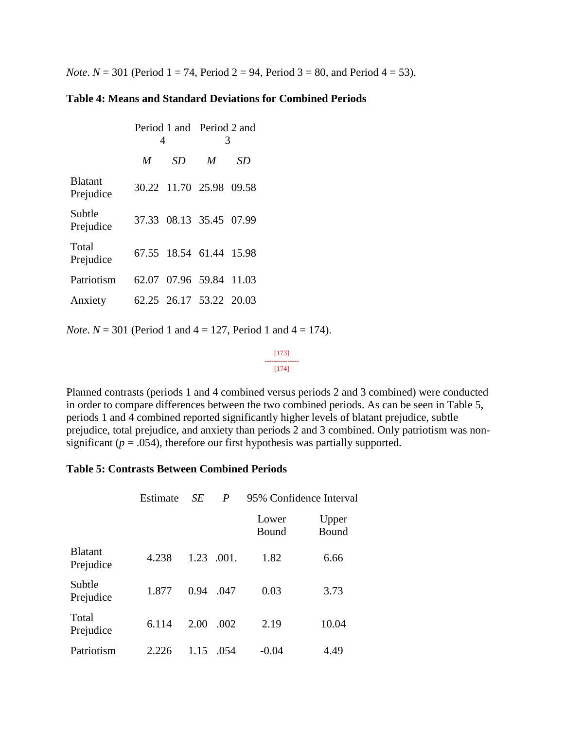*Note*. $N$ = 301 (Period 1 = 74, Period 2 = 94, Period 3 = 80, and Period 4 = 53).

**Table 4: Means and Standard Deviations for Combined Periods**

| | Period 1 and 4 | | Period 2 and 3 | |
|---|---|---|---|---|
| | *M* | *SD* | *M* | *SD* |
| Blatant Prejudice | 30.22 | 11.70 | 25.98 | 09.58 |
| Subtle Prejudice | 37.33 | 08.13 | 35.45 | 07.99 |
| Total Prejudice | 67.55 | 18.54 | 61.44 | 15.98 |
| Patriotism | 62.07 | 07.96 | 59.84 | 11.03 |
| Anxiety | 62.25 | 26.17 | 53.22 | 20.03 |

*Note*. $N$ = 301 (Period 1 and 4 = 127, Period 1 and 4 = 174).

[173]
[174]

Planned contrasts (periods 1 and 4 combined versus periods 2 and 3 combined) were conducted in order to compare differences between the two combined periods. As can be seen in Table 5, periods 1 and 4 combined reported significantly higher levels of blatant prejudice, subtle prejudice, total prejudice, and anxiety than periods 2 and 3 combined. Only patriotism was non-significant ($p$ = .054), therefore our first hypothesis was partially supported.

**Table 5: Contrasts Between Combined Periods**

| | Estimate | *SE* | *P* | 95% Confidence Interval | |
|---|---|---|---|---|---|
| | | | | Lower Bound | Upper Bound |
| Blatant Prejudice | 4.238 | 1.23 | .001. | 1.82 | 6.66 |
| Subtle Prejudice | 1.877 | 0.94 | .047 | 0.03 | 3.73 |
| Total Prejudice | 6.114 | 2.00 | .002 | 2.19 | 10.04 |
| Patriotism | 2.226 | 1.15 | .054 | -0.04 | 4.49 |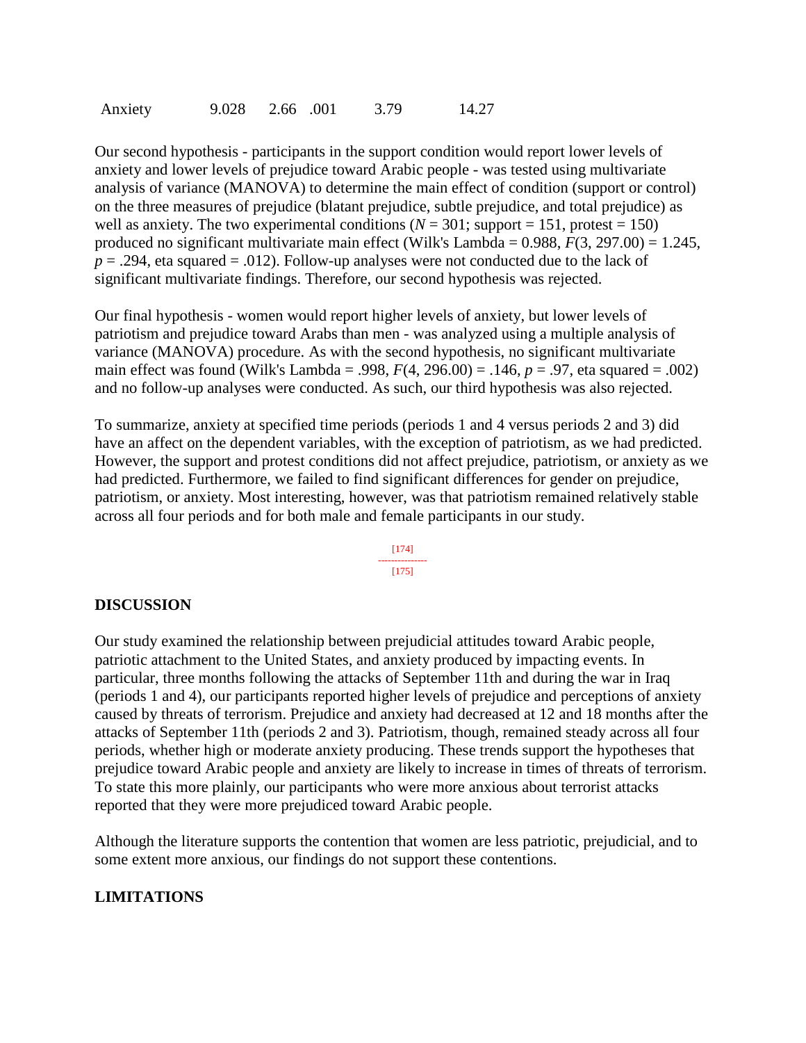| Anxiety | 9.028 | 2.66 | .001 | 3.79 | 14.27 |
|---|---|---|---|---|---|

Our second hypothesis - participants in the support condition would report lower levels of anxiety and lower levels of prejudice toward Arabic people - was tested using multivariate analysis of variance (MANOVA) to determine the main effect of condition (support or control) on the three measures of prejudice (blatant prejudice, subtle prejudice, and total prejudice) as well as anxiety. The two experimental conditions ($N$ = 301; support = 151, protest = 150) produced no significant multivariate main effect (Wilk's Lambda = 0.988, $F(3, 297.00) = 1.245$, $p = .294$, eta squared = .012). Follow-up analyses were not conducted due to the lack of significant multivariate findings. Therefore, our second hypothesis was rejected.

Our final hypothesis - women would report higher levels of anxiety, but lower levels of patriotism and prejudice toward Arabs than men - was analyzed using a multiple analysis of variance (MANOVA) procedure. As with the second hypothesis, no significant multivariate main effect was found (Wilk's Lambda = .998, $F(4, 296.00) = .146$, $p = .97$, eta squared = .002) and no follow-up analyses were conducted. As such, our third hypothesis was also rejected.

To summarize, anxiety at specified time periods (periods 1 and 4 versus periods 2 and 3) did have an affect on the dependent variables, with the exception of patriotism, as we had predicted. However, the support and protest conditions did not affect prejudice, patriotism, or anxiety as we had predicted. Furthermore, we failed to find significant differences for gender on prejudice, patriotism, or anxiety. Most interesting, however, was that patriotism remained relatively stable across all four periods and for both male and female participants in our study.

## DISCUSSION

Our study examined the relationship between prejudicial attitudes toward Arabic people, patriotic attachment to the United States, and anxiety produced by impacting events. In particular, three months following the attacks of September 11th and during the war in Iraq (periods 1 and 4), our participants reported higher levels of prejudice and perceptions of anxiety caused by threats of terrorism. Prejudice and anxiety had decreased at 12 and 18 months after the attacks of September 11th (periods 2 and 3). Patriotism, though, remained steady across all four periods, whether high or moderate anxiety producing. These trends support the hypotheses that prejudice toward Arabic people and anxiety are likely to increase in times of threats of terrorism. To state this more plainly, our participants who were more anxious about terrorist attacks reported that they were more prejudiced toward Arabic people.

Although the literature supports the contention that women are less patriotic, prejudicial, and to some extent more anxious, our findings do not support these contentions.

## LIMITATIONS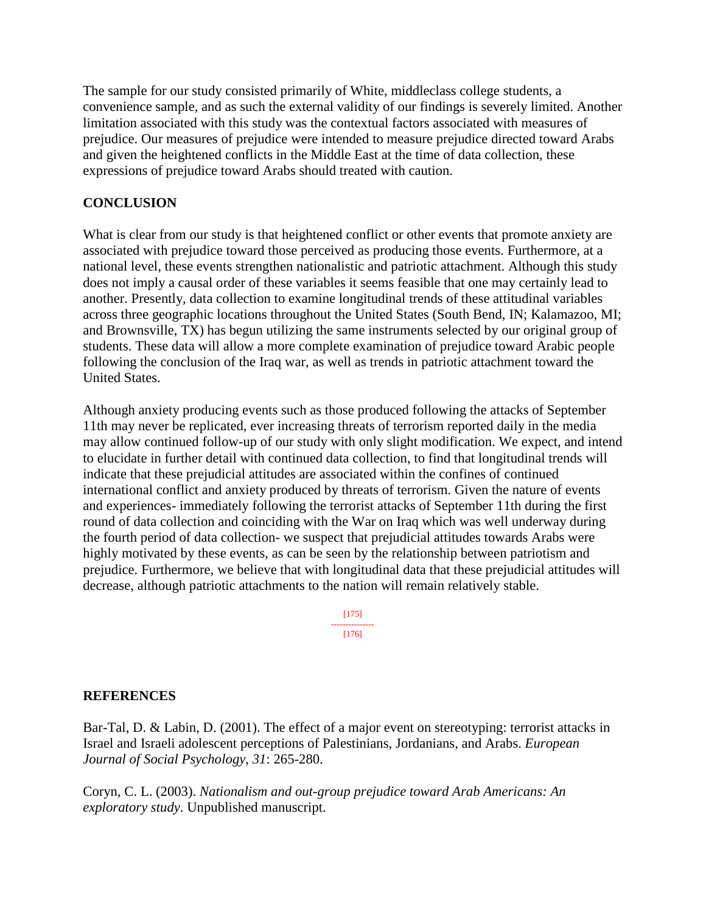The sample for our study consisted primarily of White, middleclass college students, a convenience sample, and as such the external validity of our findings is severely limited. Another limitation associated with this study was the contextual factors associated with measures of prejudice. Our measures of prejudice were intended to measure prejudice directed toward Arabs and given the heightened conflicts in the Middle East at the time of data collection, these expressions of prejudice toward Arabs should treated with caution.

## CONCLUSION

What is clear from our study is that heightened conflict or other events that promote anxiety are associated with prejudice toward those perceived as producing those events. Furthermore, at a national level, these events strengthen nationalistic and patriotic attachment. Although this study does not imply a causal order of these variables it seems feasible that one may certainly lead to another. Presently, data collection to examine longitudinal trends of these attitudinal variables across three geographic locations throughout the United States (South Bend, IN; Kalamazoo, MI; and Brownsville, TX) has begun utilizing the same instruments selected by our original group of students. These data will allow a more complete examination of prejudice toward Arabic people following the conclusion of the Iraq war, as well as trends in patriotic attachment toward the United States.

Although anxiety producing events such as those produced following the attacks of September 11th may never be replicated, ever increasing threats of terrorism reported daily in the media may allow continued follow-up of our study with only slight modification. We expect, and intend to elucidate in further detail with continued data collection, to find that longitudinal trends will indicate that these prejudicial attitudes are associated within the confines of continued international conflict and anxiety produced by threats of terrorism. Given the nature of events and experiences- immediately following the terrorist attacks of September 11th during the first round of data collection and coinciding with the War on Iraq which was well underway during the fourth period of data collection- we suspect that prejudicial attitudes towards Arabs were highly motivated by these events, as can be seen by the relationship between patriotism and prejudice. Furthermore, we believe that with longitudinal data that these prejudicial attitudes will decrease, although patriotic attachments to the nation will remain relatively stable.

## REFERENCES

Bar-Tal, D. & Labin, D. (2001). The effect of a major event on stereotyping: terrorist attacks in Israel and Israeli adolescent perceptions of Palestinians, Jordanians, and Arabs. *European Journal of Social Psychology, 31*: 265-280.

Coryn, C. L. (2003). *Nationalism and out-group prejudice toward Arab Americans: An exploratory study*. Unpublished manuscript.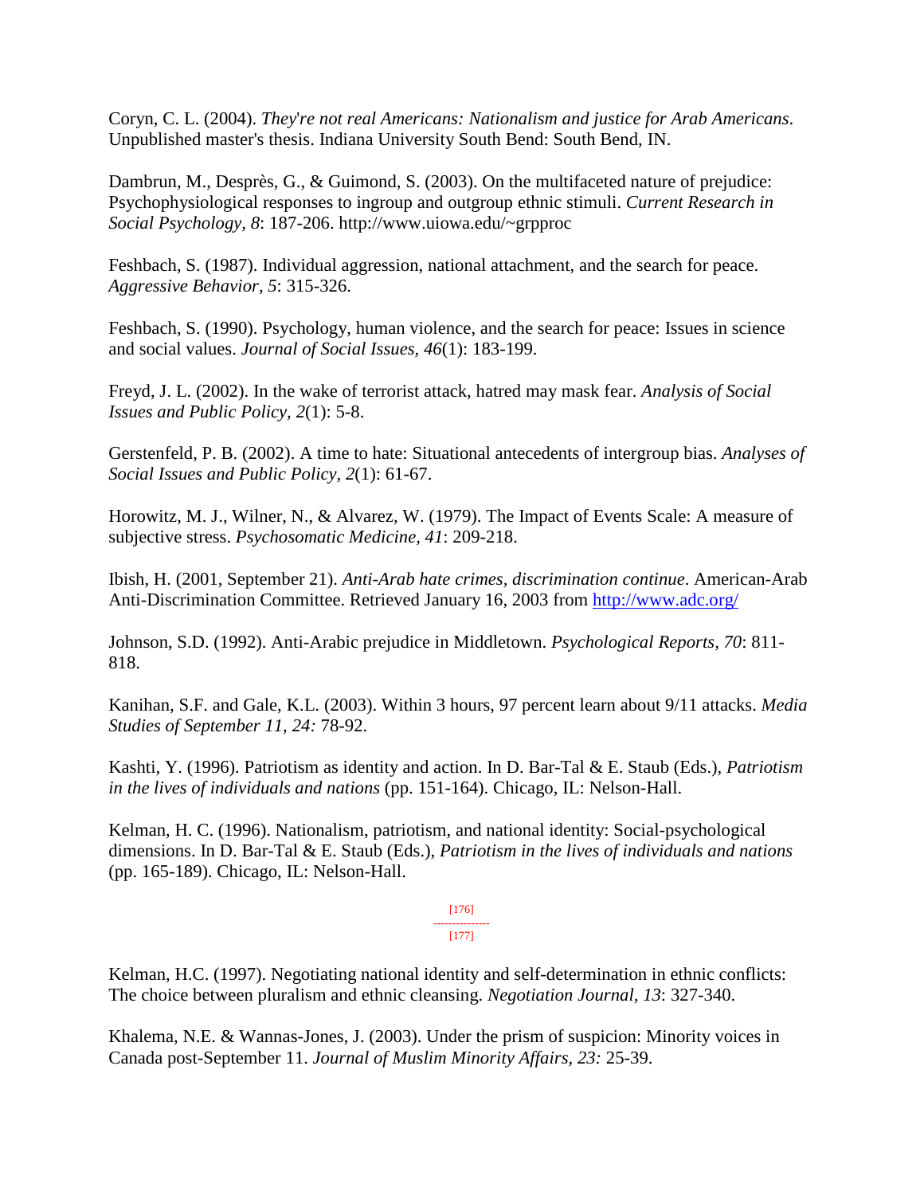Coryn, C. L. (2004). *They're not real Americans: Nationalism and justice for Arab Americans*. Unpublished master's thesis. Indiana University South Bend: South Bend, IN.

Dambrun, M., Desprès, G., & Guimond, S. (2003). On the multifaceted nature of prejudice: Psychophysiological responses to ingroup and outgroup ethnic stimuli. *Current Research in Social Psychology, 8*: 187-206. http://www.uiowa.edu/~grpproc

Feshbach, S. (1987). Individual aggression, national attachment, and the search for peace. *Aggressive Behavior, 5*: 315-326.

Feshbach, S. (1990). Psychology, human violence, and the search for peace: Issues in science and social values. *Journal of Social Issues, 46*(1): 183-199.

Freyd, J. L. (2002). In the wake of terrorist attack, hatred may mask fear. *Analysis of Social Issues and Public Policy, 2*(1): 5-8.

Gerstenfeld, P. B. (2002). A time to hate: Situational antecedents of intergroup bias. *Analyses of Social Issues and Public Policy, 2*(1): 61-67.

Horowitz, M. J., Wilner, N., & Alvarez, W. (1979). The Impact of Events Scale: A measure of subjective stress. *Psychosomatic Medicine, 41*: 209-218.

Ibish, H. (2001, September 21). *Anti-Arab hate crimes, discrimination continue*. American-Arab Anti-Discrimination Committee. Retrieved January 16, 2003 from http://www.adc.org/

Johnson, S.D. (1992). Anti-Arabic prejudice in Middletown. *Psychological Reports, 70*: 811-818.

Kanihan, S.F. and Gale, K.L. (2003). Within 3 hours, 97 percent learn about 9/11 attacks. *Media Studies of September 11, 24:* 78-92.

Kashti, Y. (1996). Patriotism as identity and action. In D. Bar-Tal & E. Staub (Eds.), *Patriotism in the lives of individuals and nations* (pp. 151-164). Chicago, IL: Nelson-Hall.

Kelman, H. C. (1996). Nationalism, patriotism, and national identity: Social-psychological dimensions. In D. Bar-Tal & E. Staub (Eds.), *Patriotism in the lives of individuals and nations* (pp. 165-189). Chicago, IL: Nelson-Hall.

Kelman, H.C. (1997). Negotiating national identity and self-determination in ethnic conflicts: The choice between pluralism and ethnic cleansing. *Negotiation Journal, 13*: 327-340.

Khalema, N.E. & Wannas-Jones, J. (2003). Under the prism of suspicion: Minority voices in Canada post-September 11. *Journal of Muslim Minority Affairs, 23:* 25-39.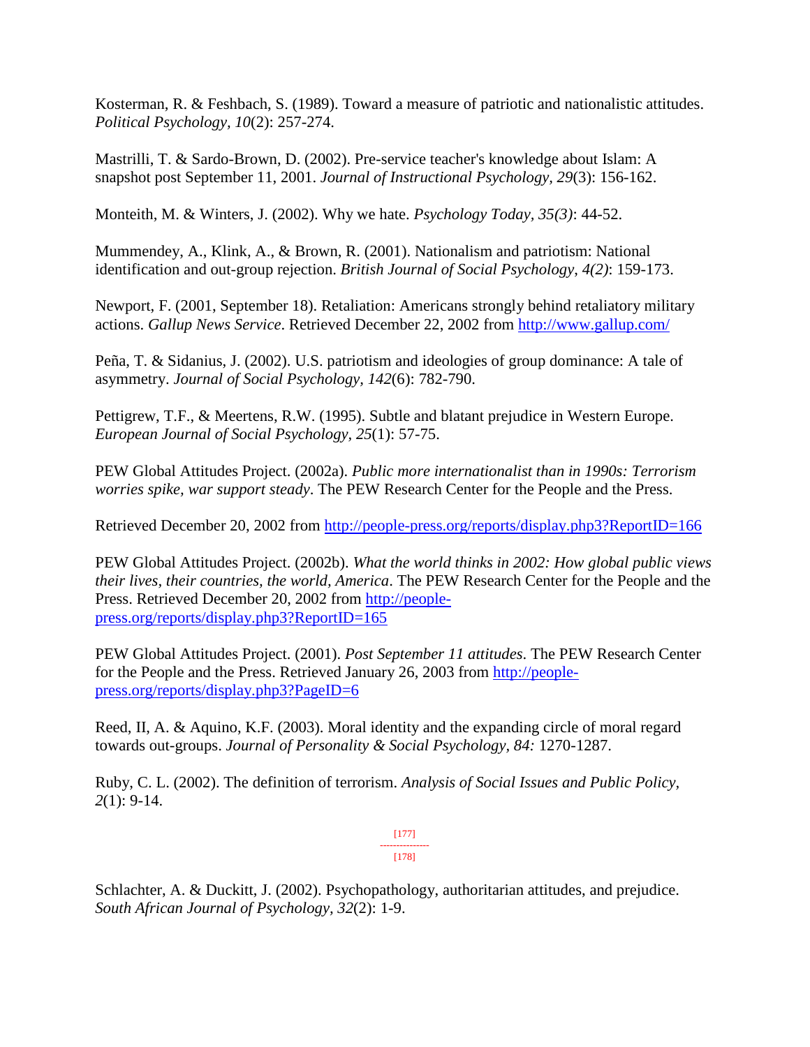Kosterman, R. & Feshbach, S. (1989). Toward a measure of patriotic and nationalistic attitudes. *Political Psychology, 10*(2): 257-274.

Mastrilli, T. & Sardo-Brown, D. (2002). Pre-service teacher's knowledge about Islam: A snapshot post September 11, 2001. *Journal of Instructional Psychology, 29*(3): 156-162.

Monteith, M. & Winters, J. (2002). Why we hate. *Psychology Today, 35(3)*: 44-52.

Mummendey, A., Klink, A., & Brown, R. (2001). Nationalism and patriotism: National identification and out-group rejection. *British Journal of Social Psychology, 4(2)*: 159-173.

Newport, F. (2001, September 18). Retaliation: Americans strongly behind retaliatory military actions. *Gallup News Service*. Retrieved December 22, 2002 from http://www.gallup.com/

Peña, T. & Sidanius, J. (2002). U.S. patriotism and ideologies of group dominance: A tale of asymmetry. *Journal of Social Psychology, 142*(6): 782-790.

Pettigrew, T.F., & Meertens, R.W. (1995). Subtle and blatant prejudice in Western Europe. *European Journal of Social Psychology, 25*(1): 57-75.

PEW Global Attitudes Project. (2002a). *Public more internationalist than in 1990s: Terrorism worries spike, war support steady*. The PEW Research Center for the People and the Press.

Retrieved December 20, 2002 from http://people-press.org/reports/display.php3?ReportID=166

PEW Global Attitudes Project. (2002b). *What the world thinks in 2002: How global public views their lives, their countries, the world, America*. The PEW Research Center for the People and the Press. Retrieved December 20, 2002 from http://people-press.org/reports/display.php3?ReportID=165

PEW Global Attitudes Project. (2001). *Post September 11 attitudes*. The PEW Research Center for the People and the Press. Retrieved January 26, 2003 from http://people-press.org/reports/display.php3?PageID=6

Reed, II, A. & Aquino, K.F. (2003). Moral identity and the expanding circle of moral regard towards out-groups. *Journal of Personality & Social Psychology, 84:* 1270-1287.

Ruby, C. L. (2002). The definition of terrorism. *Analysis of Social Issues and Public Policy, 2*(1): 9-14.

Schlachter, A. & Duckitt, J. (2002). Psychopathology, authoritarian attitudes, and prejudice. *South African Journal of Psychology, 32*(2): 1-9.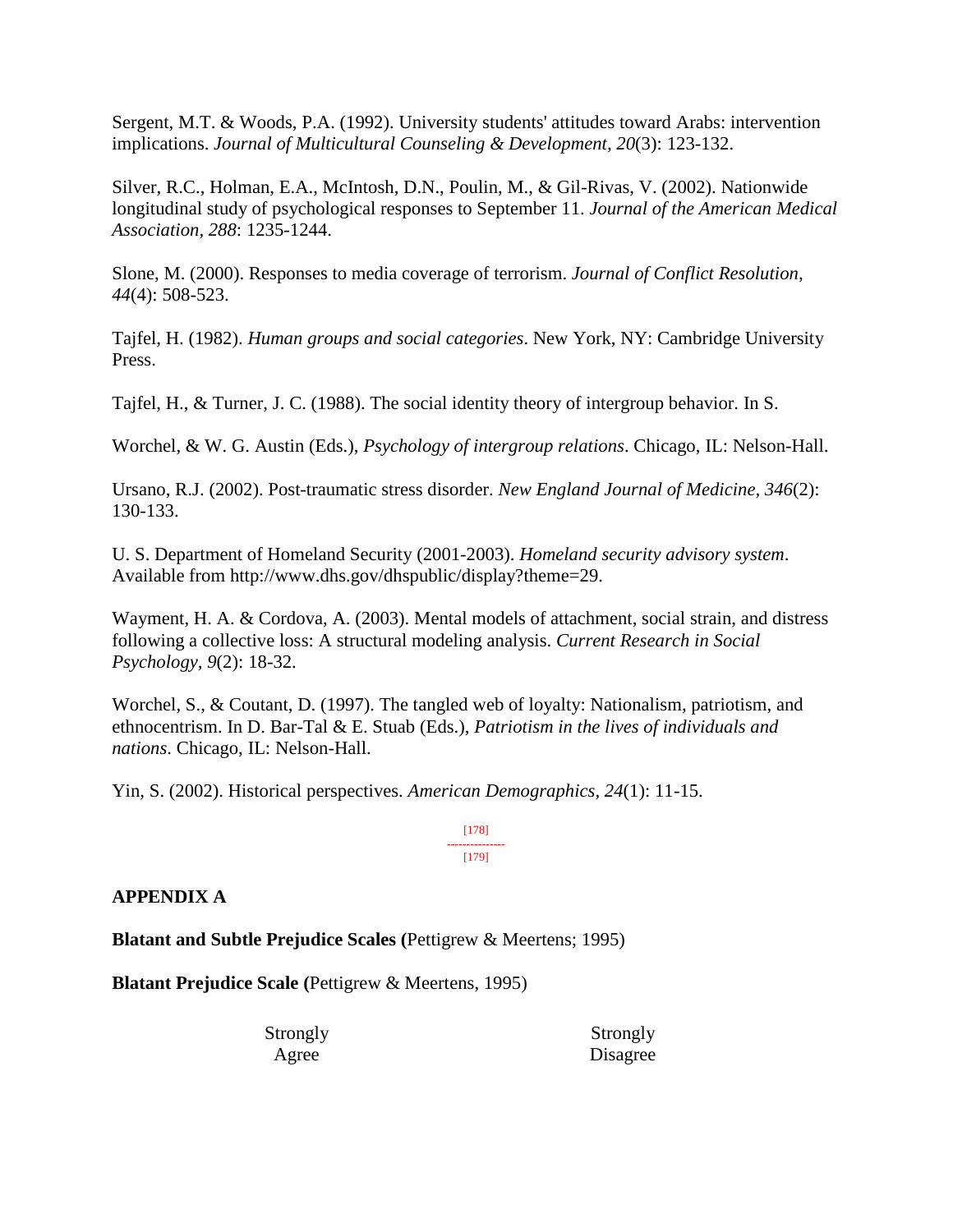Sergent, M.T. & Woods, P.A. (1992). University students' attitudes toward Arabs: intervention implications. *Journal of Multicultural Counseling & Development, 20*(3): 123-132.

Silver, R.C., Holman, E.A., McIntosh, D.N., Poulin, M., & Gil-Rivas, V. (2002). Nationwide longitudinal study of psychological responses to September 11. *Journal of the American Medical Association, 288*: 1235-1244.

Slone, M. (2000). Responses to media coverage of terrorism. *Journal of Conflict Resolution, 44*(4): 508-523.

Tajfel, H. (1982). *Human groups and social categories*. New York, NY: Cambridge University Press.

Tajfel, H., & Turner, J. C. (1988). The social identity theory of intergroup behavior. In S.

Worchel, & W. G. Austin (Eds.), *Psychology of intergroup relations*. Chicago, IL: Nelson-Hall.

Ursano, R.J. (2002). Post-traumatic stress disorder. *New England Journal of Medicine, 346*(2): 130-133.

U. S. Department of Homeland Security (2001-2003). *Homeland security advisory system*. Available from http://www.dhs.gov/dhspublic/display?theme=29.

Wayment, H. A. & Cordova, A. (2003). Mental models of attachment, social strain, and distress following a collective loss: A structural modeling analysis. *Current Research in Social Psychology, 9*(2): 18-32.

Worchel, S., & Coutant, D. (1997). The tangled web of loyalty: Nationalism, patriotism, and ethnocentrism. In D. Bar-Tal & E. Stuab (Eds.), *Patriotism in the lives of individuals and nations*. Chicago, IL: Nelson-Hall.

Yin, S. (2002). Historical perspectives. *American Demographics, 24*(1): 11-15.

[178]

---------------

[179]

**APPENDIX A**

**Blatant and Subtle Prejudice Scales (**Pettigrew & Meertens; 1995)

**Blatant Prejudice Scale (**Pettigrew & Meertens, 1995)

| Strongly Agree | Strongly Disagree |
|---|---|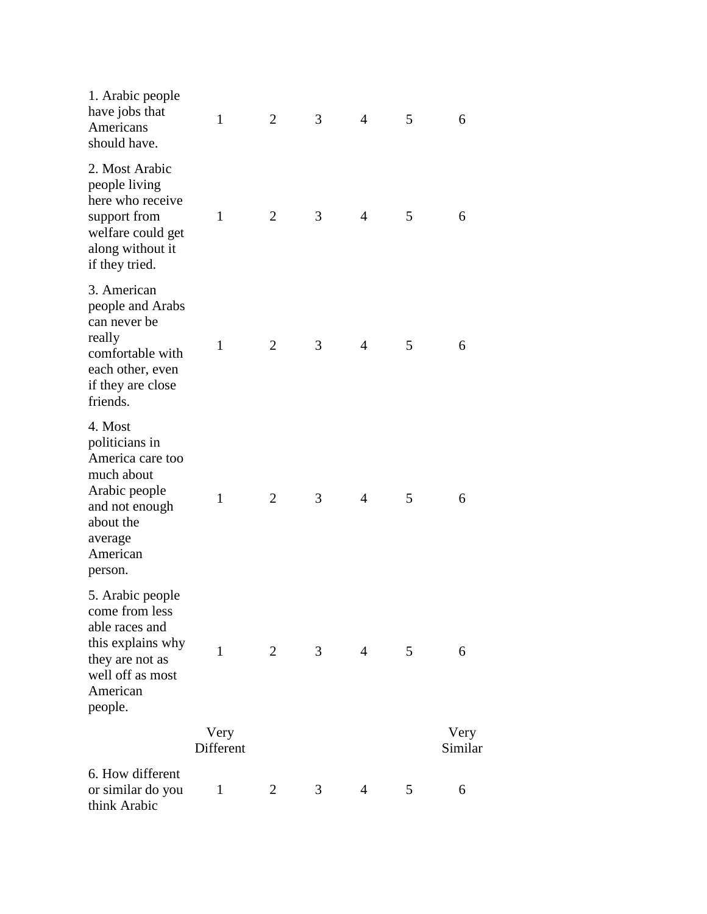| | | | | | | |
|---|---|---|---|---|---|---|
| 1. Arabic people have jobs that Americans should have. | 1 | 2 | 3 | 4 | 5 | 6 |
| 2. Most Arabic people living here who receive support from welfare could get along without it if they tried. | 1 | 2 | 3 | 4 | 5 | 6 |
| 3. American people and Arabs can never be really comfortable with each other, even if they are close friends. | 1 | 2 | 3 | 4 | 5 | 6 |
| 4. Most politicians in America care too much about Arabic people and not enough about the average American person. | 1 | 2 | 3 | 4 | 5 | 6 |
| 5. Arabic people come from less able races and this explains why they are not as well off as most American people. | 1 | 2 | 3 | 4 | 5 | 6 |

| | Very Different | | | | | Very Similar |
|---|---|---|---|---|---|---|
| 6. How different or similar do you think Arabic | 1 | 2 | 3 | 4 | 5 | 6 |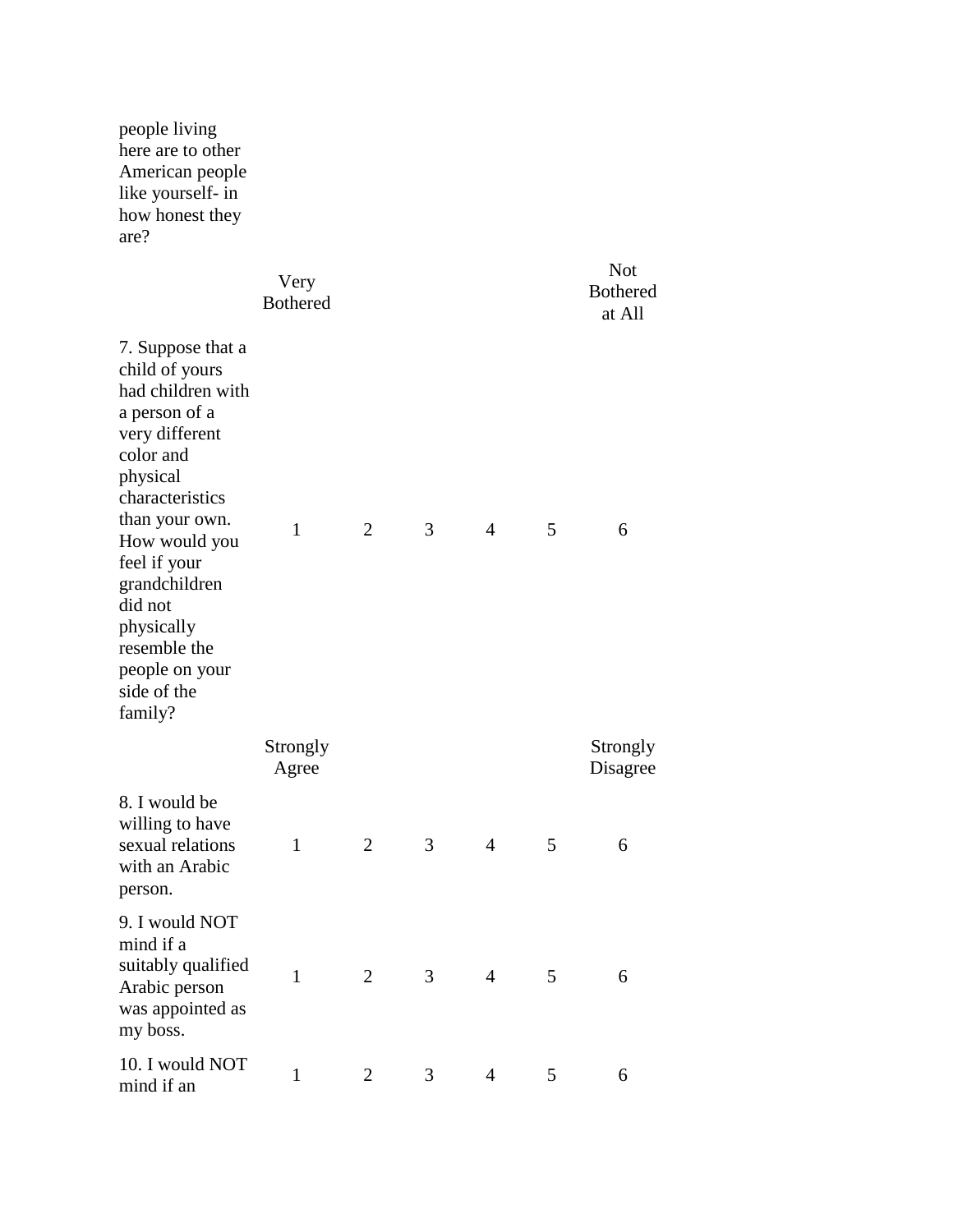people living here are to other American people like yourself- in how honest they are?

| | Very Bothered | | | | | Not Bothered at All |
|---|---|---|---|---|---|---|
| 7. Suppose that a child of yours had children with a person of a very different color and physical characteristics than your own. How would you feel if your grandchildren did not physically resemble the people on your side of the family? | 1 | 2 | 3 | 4 | 5 | 6 |

| | Strongly Agree | | | | | Strongly Disagree |
|---|---|---|---|---|---|---|
| 8. I would be willing to have sexual relations with an Arabic person. | 1 | 2 | 3 | 4 | 5 | 6 |
| 9. I would NOT mind if a suitably qualified Arabic person was appointed as my boss. | 1 | 2 | 3 | 4 | 5 | 6 |
| 10. I would NOT mind if an | 1 | 2 | 3 | 4 | 5 | 6 |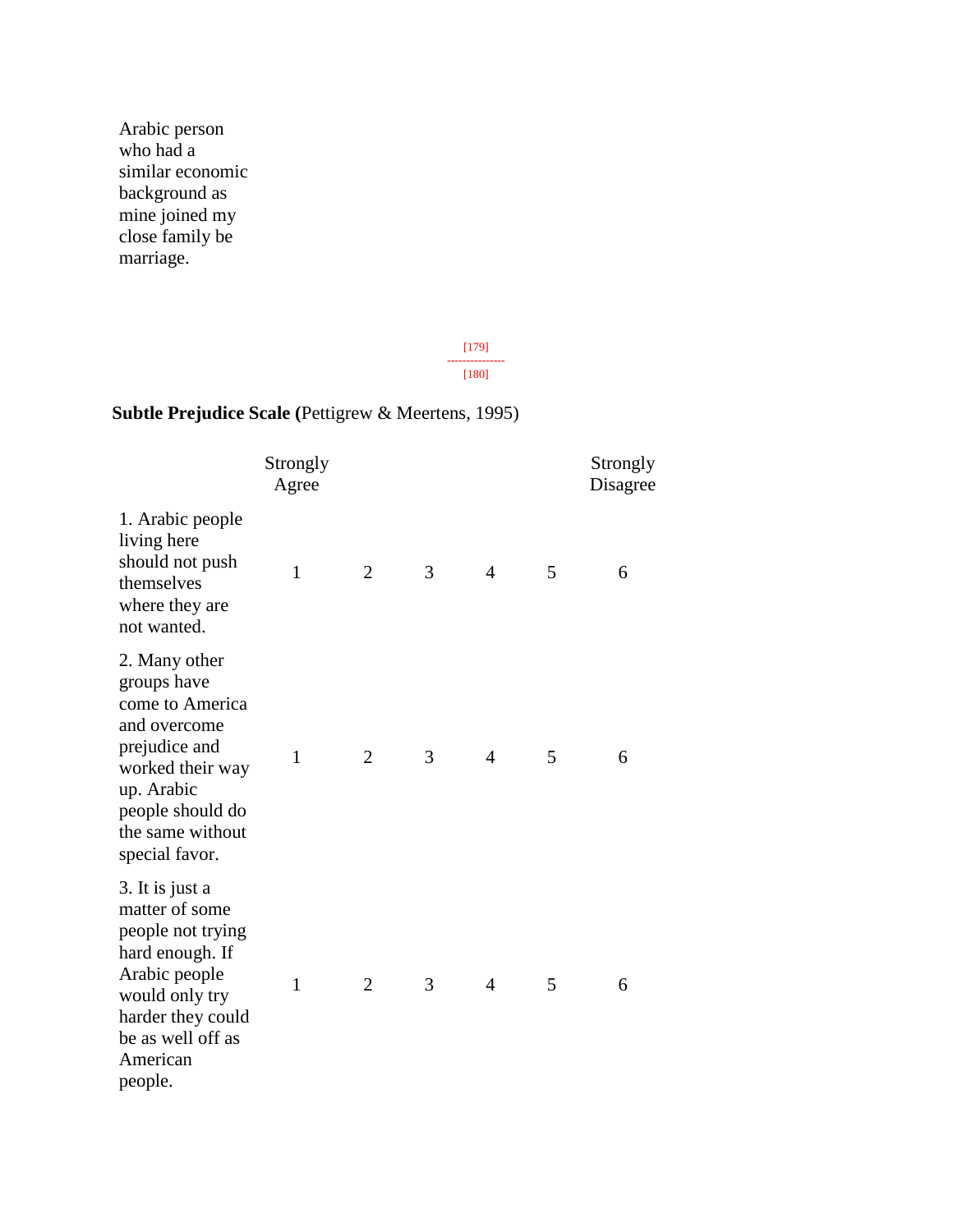Arabic person who had a similar economic background as mine joined my close family be marriage.

[179]
---------------
[180]

**Subtle Prejudice Scale (**Pettigrew & Meertens, 1995)

| | Strongly Agree | | | | | Strongly Disagree |
|---|---|---|---|---|---|---|
| 1. Arabic people living here should not push themselves where they are not wanted. | 1 | 2 | 3 | 4 | 5 | 6 |
| 2. Many other groups have come to America and overcome prejudice and worked their way up. Arabic people should do the same without special favor. | 1 | 2 | 3 | 4 | 5 | 6 |
| 3. It is just a matter of some people not trying hard enough. If Arabic people would only try harder they could be as well off as American people. | 1 | 2 | 3 | 4 | 5 | 6 |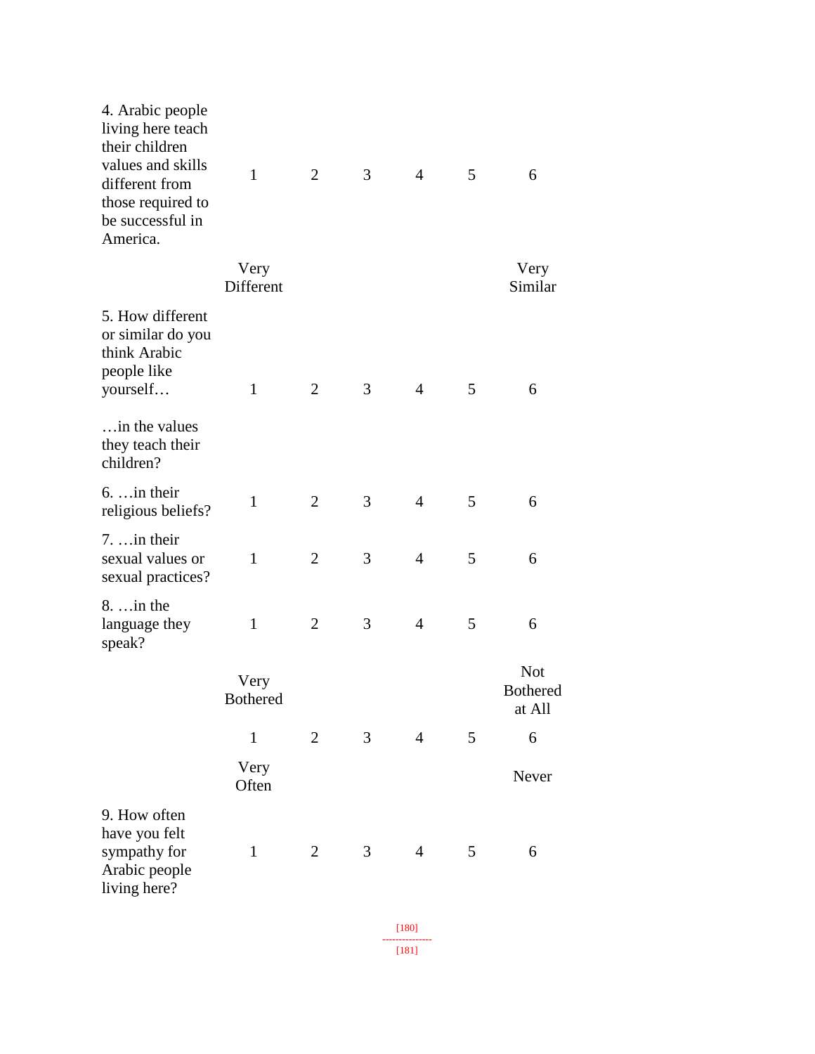| | | | | | | |
|---|---|---|---|---|---|---|
| 4. Arabic people living here teach their children values and skills different from those required to be successful in America. | 1 | 2 | 3 | 4 | 5 | 6 |
| | Very Different | | | | | Very Similar |
| 5. How different or similar do you think Arabic people like yourself… | 1 | 2 | 3 | 4 | 5 | 6 |
| …in the values they teach their children? | | | | | | |
| 6. …in their religious beliefs? | 1 | 2 | 3 | 4 | 5 | 6 |
| 7. …in their sexual values or sexual practices? | 1 | 2 | 3 | 4 | 5 | 6 |
| 8. …in the language they speak? | 1 | 2 | 3 | 4 | 5 | 6 |
| | Very Bothered | | | | | Not Bothered at All |
| | 1 | 2 | 3 | 4 | 5 | 6 |
| | Very Often | | | | | Never |
| 9. How often have you felt sympathy for Arabic people living here? | 1 | 2 | 3 | 4 | 5 | 6 |

[180]
---------------
[181]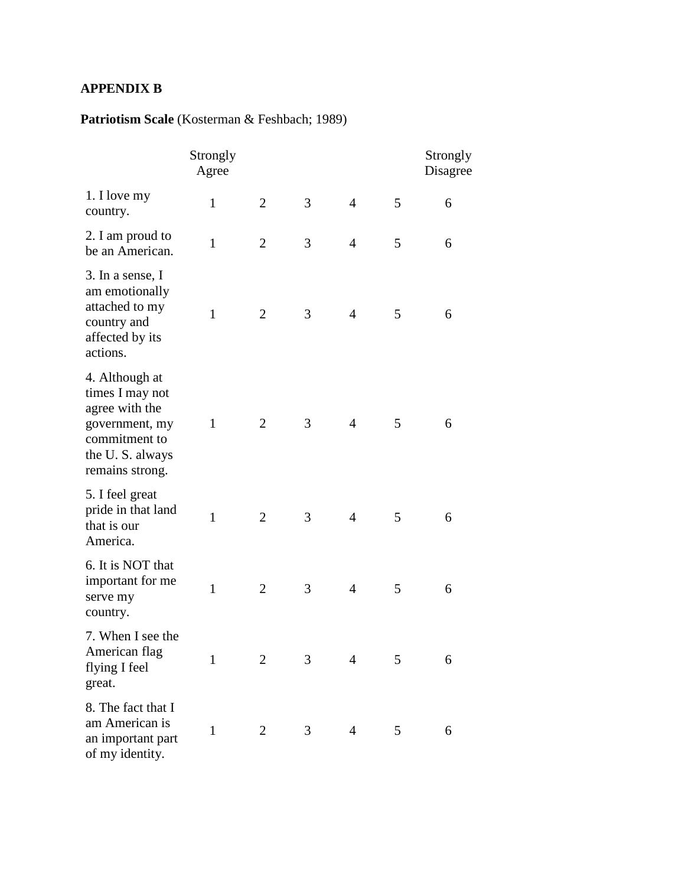**APPENDIX B**

**Patriotism Scale** (Kosterman & Feshbach; 1989)

| | Strongly Agree | | | | | Strongly Disagree |
|---|---|---|---|---|---|---|
| 1. I love my country. | 1 | 2 | 3 | 4 | 5 | 6 |
| 2. I am proud to be an American. | 1 | 2 | 3 | 4 | 5 | 6 |
| 3. In a sense, I am emotionally attached to my country and affected by its actions. | 1 | 2 | 3 | 4 | 5 | 6 |
| 4. Although at times I may not agree with the government, my commitment to the U. S. always remains strong. | 1 | 2 | 3 | 4 | 5 | 6 |
| 5. I feel great pride in that land that is our America. | 1 | 2 | 3 | 4 | 5 | 6 |
| 6. It is NOT that important for me serve my country. | 1 | 2 | 3 | 4 | 5 | 6 |
| 7. When I see the American flag flying I feel great. | 1 | 2 | 3 | 4 | 5 | 6 |
| 8. The fact that I am American is an important part of my identity. | 1 | 2 | 3 | 4 | 5 | 6 |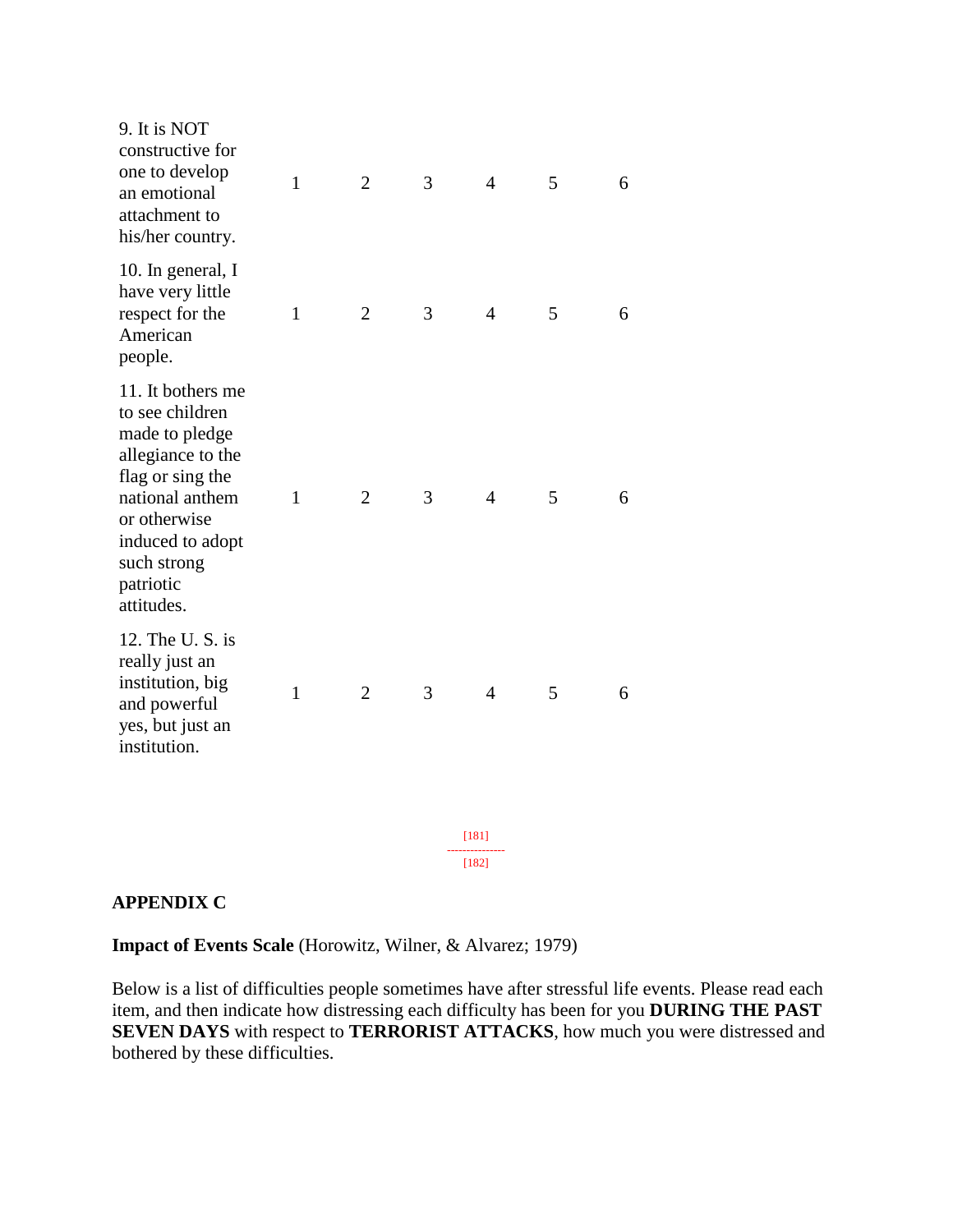| | | | | | | |
|---|---|---|---|---|---|---|
| 9. It is NOT constructive for one to develop an emotional attachment to his/her country. | 1 | 2 | 3 | 4 | 5 | 6 |
| 10. In general, I have very little respect for the American people. | 1 | 2 | 3 | 4 | 5 | 6 |
| 11. It bothers me to see children made to pledge allegiance to the flag or sing the national anthem or otherwise induced to adopt such strong patriotic attitudes. | 1 | 2 | 3 | 4 | 5 | 6 |
| 12. The U. S. is really just an institution, big and powerful yes, but just an institution. | 1 | 2 | 3 | 4 | 5 | 6 |

[181]
---------------
[182]

**APPENDIX C**

**Impact of Events Scale** (Horowitz, Wilner, & Alvarez; 1979)

Below is a list of difficulties people sometimes have after stressful life events. Please read each item, and then indicate how distressing each difficulty has been for you **DURING THE PAST SEVEN DAYS** with respect to **TERRORIST ATTACKS**, how much you were distressed and bothered by these difficulties.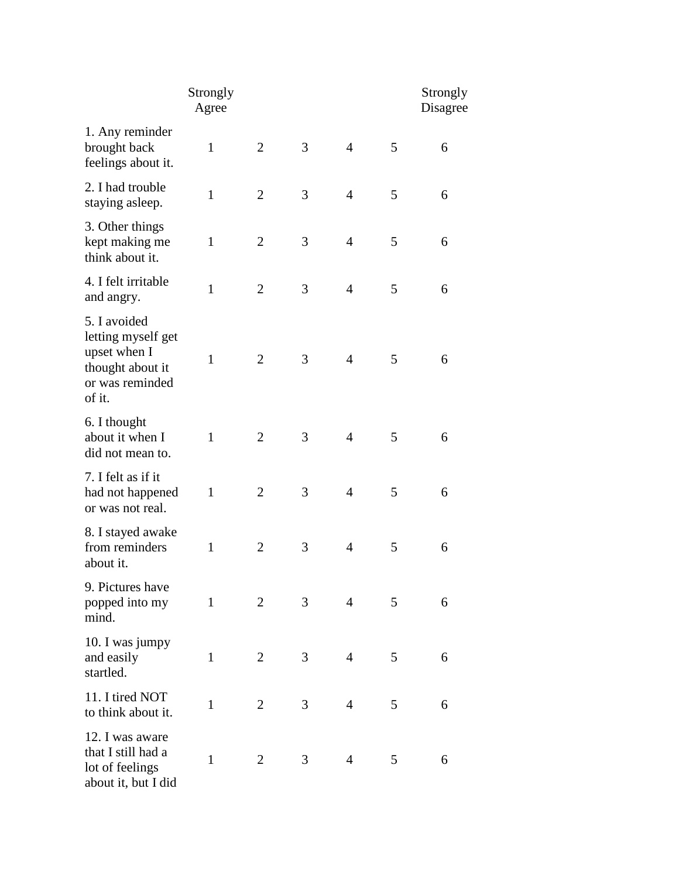| | Strongly Agree | | | | | Strongly Disagree |
|---|---|---|---|---|---|---|
| 1. Any reminder brought back feelings about it. | 1 | 2 | 3 | 4 | 5 | 6 |
| 2. I had trouble staying asleep. | 1 | 2 | 3 | 4 | 5 | 6 |
| 3. Other things kept making me think about it. | 1 | 2 | 3 | 4 | 5 | 6 |
| 4. I felt irritable and angry. | 1 | 2 | 3 | 4 | 5 | 6 |
| 5. I avoided letting myself get upset when I thought about it or was reminded of it. | 1 | 2 | 3 | 4 | 5 | 6 |
| 6. I thought about it when I did not mean to. | 1 | 2 | 3 | 4 | 5 | 6 |
| 7. I felt as if it had not happened or was not real. | 1 | 2 | 3 | 4 | 5 | 6 |
| 8. I stayed awake from reminders about it. | 1 | 2 | 3 | 4 | 5 | 6 |
| 9. Pictures have popped into my mind. | 1 | 2 | 3 | 4 | 5 | 6 |
| 10. I was jumpy and easily startled. | 1 | 2 | 3 | 4 | 5 | 6 |
| 11. I tired NOT to think about it. | 1 | 2 | 3 | 4 | 5 | 6 |
| 12. I was aware that I still had a lot of feelings about it, but I did | 1 | 2 | 3 | 4 | 5 | 6 |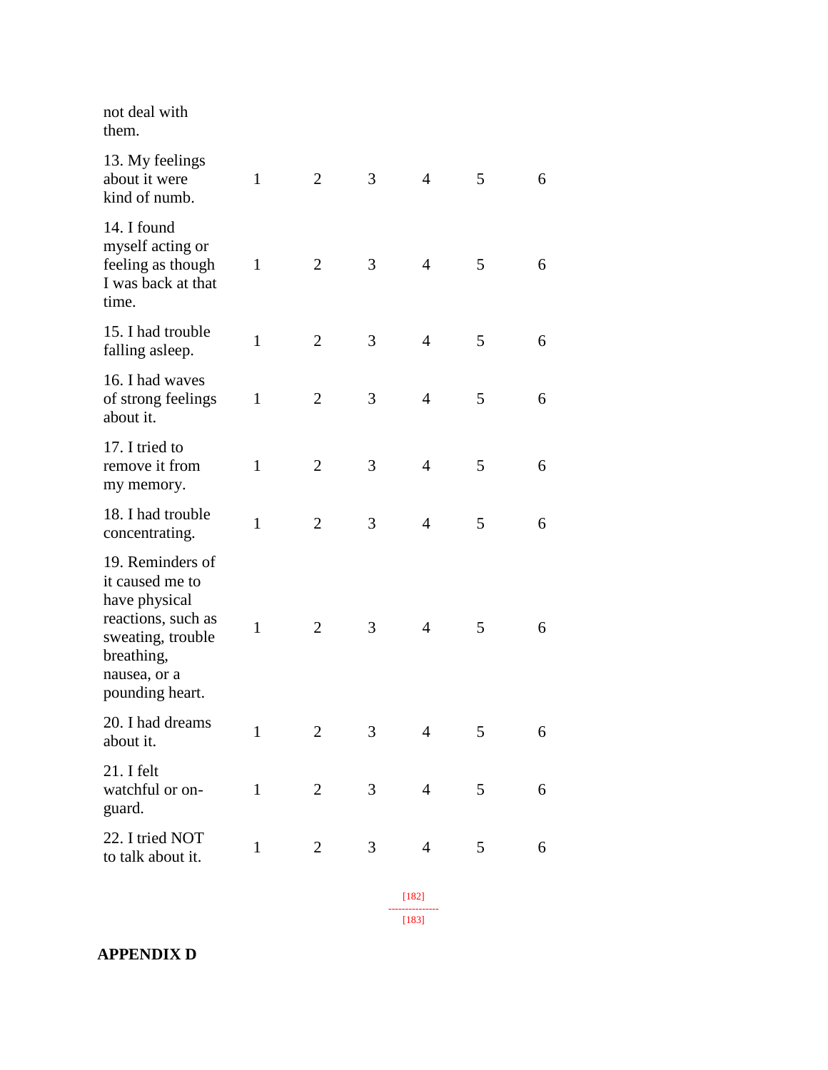| not deal with them. | | | | | | |
|---|---|---|---|---|---|---|
| 13. My feelings about it were kind of numb. | 1 | 2 | 3 | 4 | 5 | 6 |
| 14. I found myself acting or feeling as though I was back at that time. | 1 | 2 | 3 | 4 | 5 | 6 |
| 15. I had trouble falling asleep. | 1 | 2 | 3 | 4 | 5 | 6 |
| 16. I had waves of strong feelings about it. | 1 | 2 | 3 | 4 | 5 | 6 |
| 17. I tried to remove it from my memory. | 1 | 2 | 3 | 4 | 5 | 6 |
| 18. I had trouble concentrating. | 1 | 2 | 3 | 4 | 5 | 6 |
| 19. Reminders of it caused me to have physical reactions, such as sweating, trouble breathing, nausea, or a pounding heart. | 1 | 2 | 3 | 4 | 5 | 6 |
| 20. I had dreams about it. | 1 | 2 | 3 | 4 | 5 | 6 |
| 21. I felt watchful or on-guard. | 1 | 2 | 3 | 4 | 5 | 6 |
| 22. I tried NOT to talk about it. | 1 | 2 | 3 | 4 | 5 | 6 |

**APPENDIX D**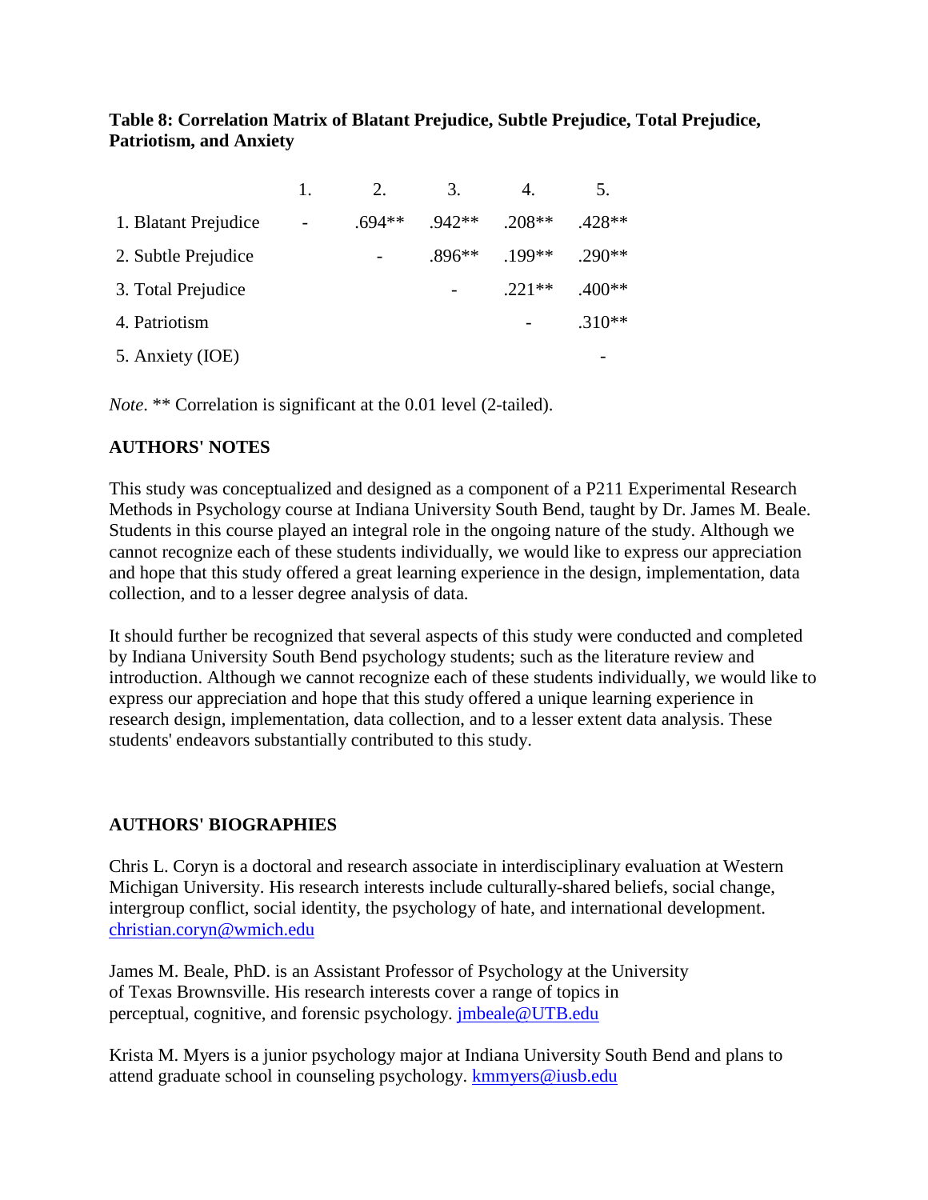**Table 8: Correlation Matrix of Blatant Prejudice, Subtle Prejudice, Total Prejudice, Patriotism, and Anxiety**

| | 1. | 2. | 3. | 4. | 5. |
|---|---|---|---|---|---|
| 1. Blatant Prejudice | - | .694** | .942** | .208** | .428** |
| 2. Subtle Prejudice | | - | .896** | .199** | .290** |
| 3. Total Prejudice | | | - | .221** | .400** |
| 4. Patriotism | | | | - | .310** |
| 5. Anxiety (IOE) | | | | | - |

*Note*. ** Correlation is significant at the 0.01 level (2-tailed).

## AUTHORS' NOTES

This study was conceptualized and designed as a component of a P211 Experimental Research Methods in Psychology course at Indiana University South Bend, taught by Dr. James M. Beale. Students in this course played an integral role in the ongoing nature of the study. Although we cannot recognize each of these students individually, we would like to express our appreciation and hope that this study offered a great learning experience in the design, implementation, data collection, and to a lesser degree analysis of data.

It should further be recognized that several aspects of this study were conducted and completed by Indiana University South Bend psychology students; such as the literature review and introduction. Although we cannot recognize each of these students individually, we would like to express our appreciation and hope that this study offered a unique learning experience in research design, implementation, data collection, and to a lesser extent data analysis. These students' endeavors substantially contributed to this study.

## AUTHORS' BIOGRAPHIES

Chris L. Coryn is a doctoral and research associate in interdisciplinary evaluation at Western Michigan University. His research interests include culturally-shared beliefs, social change, intergroup conflict, social identity, the psychology of hate, and international development. christian.coryn@wmich.edu

James M. Beale, PhD. is an Assistant Professor of Psychology at the University of Texas Brownsville. His research interests cover a range of topics in perceptual, cognitive, and forensic psychology. jmbeale@UTB.edu

Krista M. Myers is a junior psychology major at Indiana University South Bend and plans to attend graduate school in counseling psychology. kmmyers@iusb.edu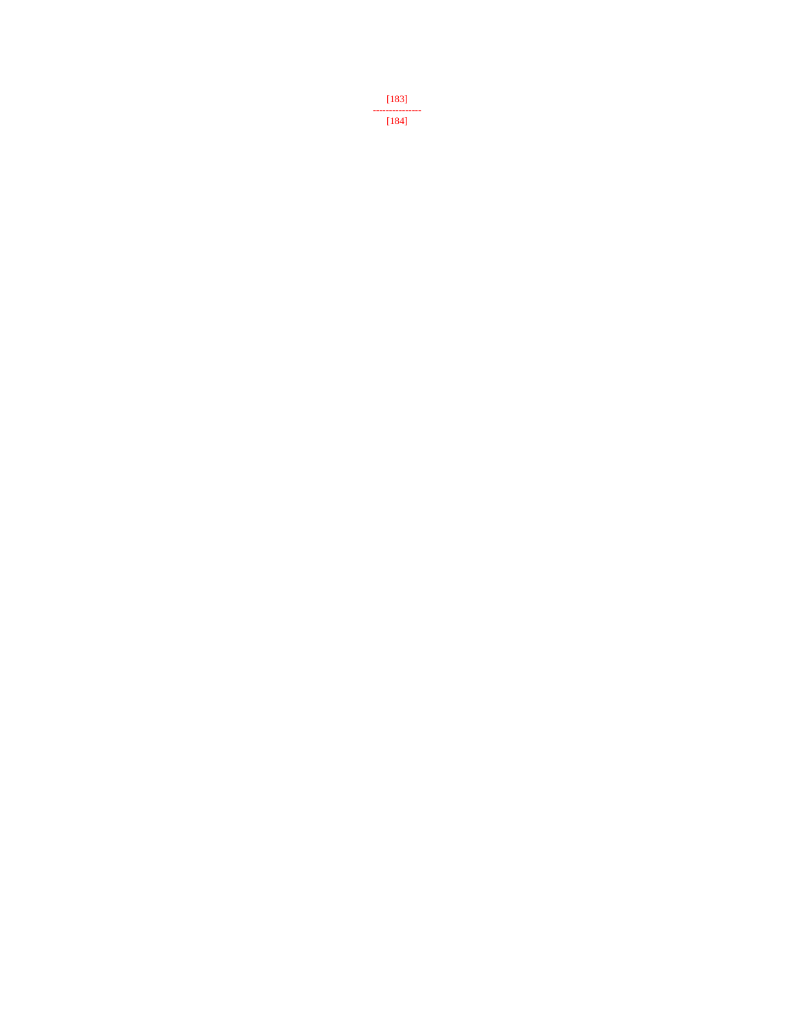[183]
---------------
[184]